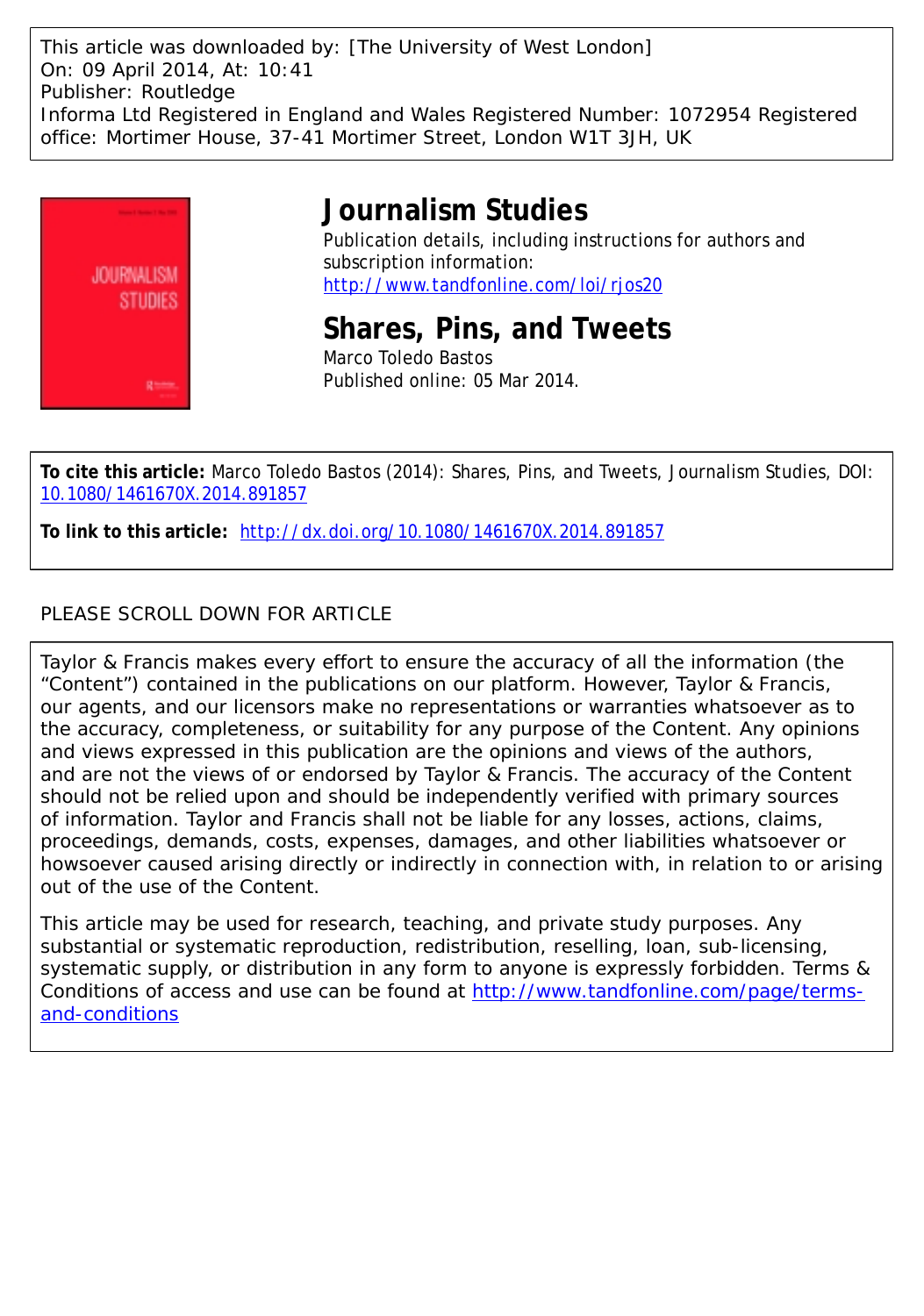This article was downloaded by: [The University of West London]
On: 09 April 2014, At: 10:41
Publisher: Routledge
Informa Ltd Registered in England and Wales Registered Number: 1072954 Registered office: Mortimer House, 37-41 Mortimer Street, London W1T 3JH, UK

# Journalism Studies

Publication details, including instructions for authors and subscription information:
http://www.tandfonline.com/loi/rjos20

# Shares, Pins, and Tweets

Marco Toledo Bastos
Published online: 05 Mar 2014.

**To cite this article:** Marco Toledo Bastos (2014): Shares, Pins, and Tweets, Journalism Studies, DOI: 10.1080/1461670X.2014.891857

**To link to this article:** http://dx.doi.org/10.1080/1461670X.2014.891857

PLEASE SCROLL DOWN FOR ARTICLE

Taylor & Francis makes every effort to ensure the accuracy of all the information (the "Content") contained in the publications on our platform. However, Taylor & Francis, our agents, and our licensors make no representations or warranties whatsoever as to the accuracy, completeness, or suitability for any purpose of the Content. Any opinions and views expressed in this publication are the opinions and views of the authors, and are not the views of or endorsed by Taylor & Francis. The accuracy of the Content should not be relied upon and should be independently verified with primary sources of information. Taylor and Francis shall not be liable for any losses, actions, claims, proceedings, demands, costs, expenses, damages, and other liabilities whatsoever or howsoever caused arising directly or indirectly in connection with, in relation to or arising out of the use of the Content.

This article may be used for research, teaching, and private study purposes. Any substantial or systematic reproduction, redistribution, reselling, loan, sub-licensing, systematic supply, or distribution in any form to anyone is expressly forbidden. Terms & Conditions of access and use can be found at http://www.tandfonline.com/page/terms-and-conditions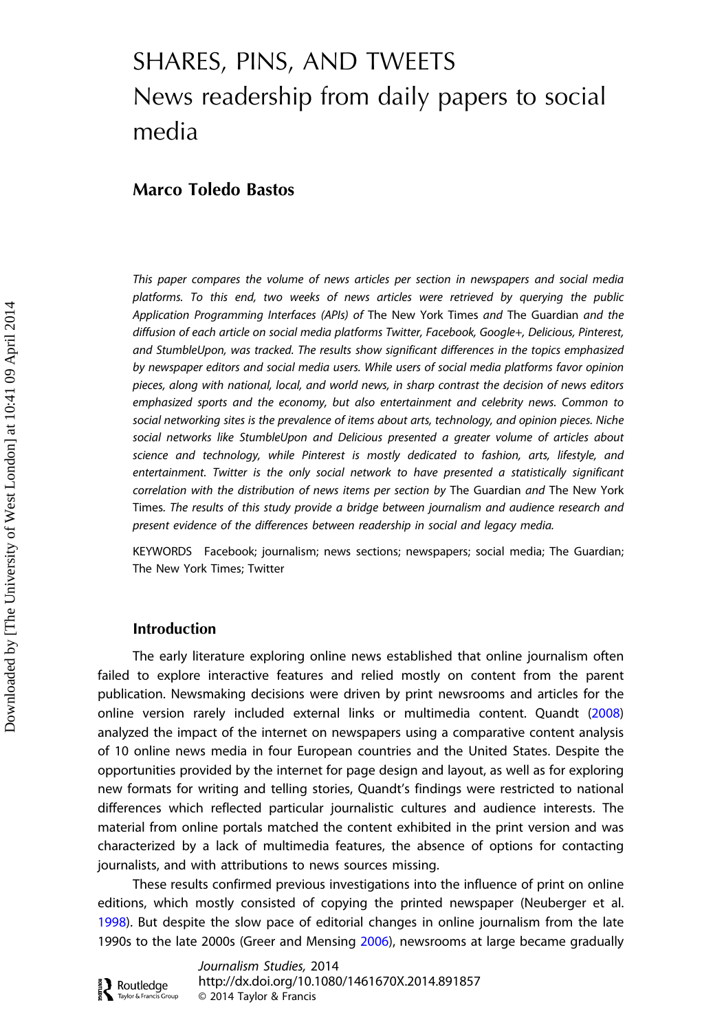# SHARES, PINS, AND TWEETS
## News readership from daily papers to social media

**Marco Toledo Bastos**

*This paper compares the volume of news articles per section in newspapers and social media platforms. To this end, two weeks of news articles were retrieved by querying the public Application Programming Interfaces (APIs) of* The New York Times *and* The Guardian *and the diffusion of each article on social media platforms Twitter, Facebook, Google+, Delicious, Pinterest, and StumbleUpon, was tracked. The results show significant differences in the topics emphasized by newspaper editors and social media users. While users of social media platforms favor opinion pieces, along with national, local, and world news, in sharp contrast the decision of news editors emphasized sports and the economy, but also entertainment and celebrity news. Common to social networking sites is the prevalence of items about arts, technology, and opinion pieces. Niche social networks like StumbleUpon and Delicious presented a greater volume of articles about science and technology, while Pinterest is mostly dedicated to fashion, arts, lifestyle, and entertainment. Twitter is the only social network to have presented a statistically significant correlation with the distribution of news items per section by* The Guardian *and* The New York Times*. The results of this study provide a bridge between journalism and audience research and present evidence of the differences between readership in social and legacy media.*

KEYWORDS Facebook; journalism; news sections; newspapers; social media; The Guardian; The New York Times; Twitter

### Introduction

The early literature exploring online news established that online journalism often failed to explore interactive features and relied mostly on content from the parent publication. Newsmaking decisions were driven by print newsrooms and articles for the online version rarely included external links or multimedia content. Quandt (2008) analyzed the impact of the internet on newspapers using a comparative content analysis of 10 online news media in four European countries and the United States. Despite the opportunities provided by the internet for page design and layout, as well as for exploring new formats for writing and telling stories, Quandt's findings were restricted to national differences which reflected particular journalistic cultures and audience interests. The material from online portals matched the content exhibited in the print version and was characterized by a lack of multimedia features, the absence of options for contacting journalists, and with attributions to news sources missing.

These results confirmed previous investigations into the influence of print on online editions, which mostly consisted of copying the printed newspaper (Neuberger et al. 1998). But despite the slow pace of editorial changes in online journalism from the late 1990s to the late 2000s (Greer and Mensing 2006), newsrooms at large became gradually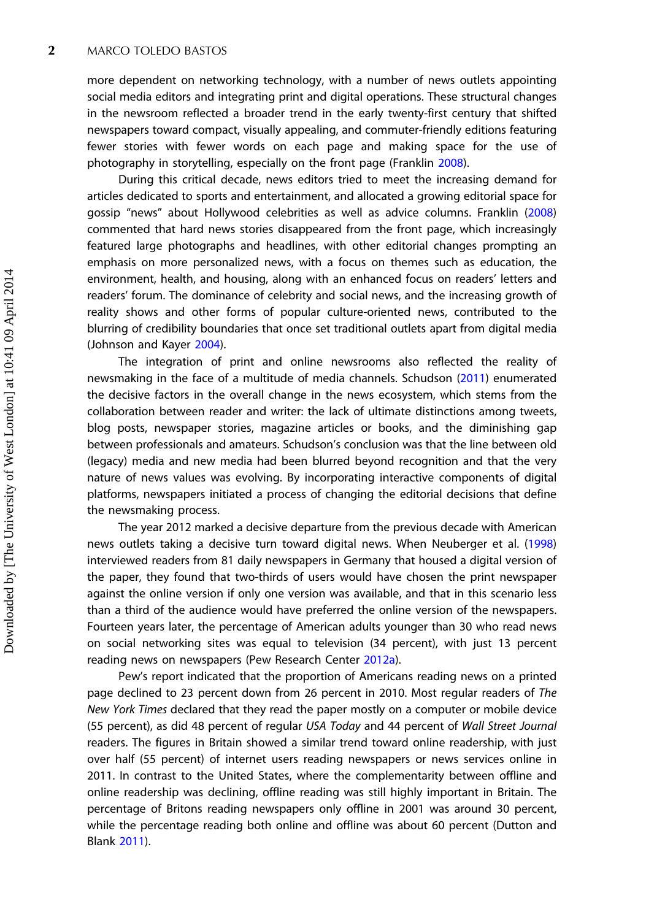more dependent on networking technology, with a number of news outlets appointing social media editors and integrating print and digital operations. These structural changes in the newsroom reflected a broader trend in the early twenty-first century that shifted newspapers toward compact, visually appealing, and commuter-friendly editions featuring fewer stories with fewer words on each page and making space for the use of photography in storytelling, especially on the front page (Franklin 2008).

During this critical decade, news editors tried to meet the increasing demand for articles dedicated to sports and entertainment, and allocated a growing editorial space for gossip "news" about Hollywood celebrities as well as advice columns. Franklin (2008) commented that hard news stories disappeared from the front page, which increasingly featured large photographs and headlines, with other editorial changes prompting an emphasis on more personalized news, with a focus on themes such as education, the environment, health, and housing, along with an enhanced focus on readers' letters and readers' forum. The dominance of celebrity and social news, and the increasing growth of reality shows and other forms of popular culture-oriented news, contributed to the blurring of credibility boundaries that once set traditional outlets apart from digital media (Johnson and Kayer 2004).

The integration of print and online newsrooms also reflected the reality of newsmaking in the face of a multitude of media channels. Schudson (2011) enumerated the decisive factors in the overall change in the news ecosystem, which stems from the collaboration between reader and writer: the lack of ultimate distinctions among tweets, blog posts, newspaper stories, magazine articles or books, and the diminishing gap between professionals and amateurs. Schudson's conclusion was that the line between old (legacy) media and new media had been blurred beyond recognition and that the very nature of news values was evolving. By incorporating interactive components of digital platforms, newspapers initiated a process of changing the editorial decisions that define the newsmaking process.

The year 2012 marked a decisive departure from the previous decade with American news outlets taking a decisive turn toward digital news. When Neuberger et al. (1998) interviewed readers from 81 daily newspapers in Germany that housed a digital version of the paper, they found that two-thirds of users would have chosen the print newspaper against the online version if only one version was available, and that in this scenario less than a third of the audience would have preferred the online version of the newspapers. Fourteen years later, the percentage of American adults younger than 30 who read news on social networking sites was equal to television (34 percent), with just 13 percent reading news on newspapers (Pew Research Center 2012a).

Pew's report indicated that the proportion of Americans reading news on a printed page declined to 23 percent down from 26 percent in 2010. Most regular readers of *The New York Times* declared that they read the paper mostly on a computer or mobile device (55 percent), as did 48 percent of regular *USA Today* and 44 percent of *Wall Street Journal* readers. The figures in Britain showed a similar trend toward online readership, with just over half (55 percent) of internet users reading newspapers or news services online in 2011. In contrast to the United States, where the complementarity between offline and online readership was declining, offline reading was still highly important in Britain. The percentage of Britons reading newspapers only offline in 2001 was around 30 percent, while the percentage reading both online and offline was about 60 percent (Dutton and Blank 2011).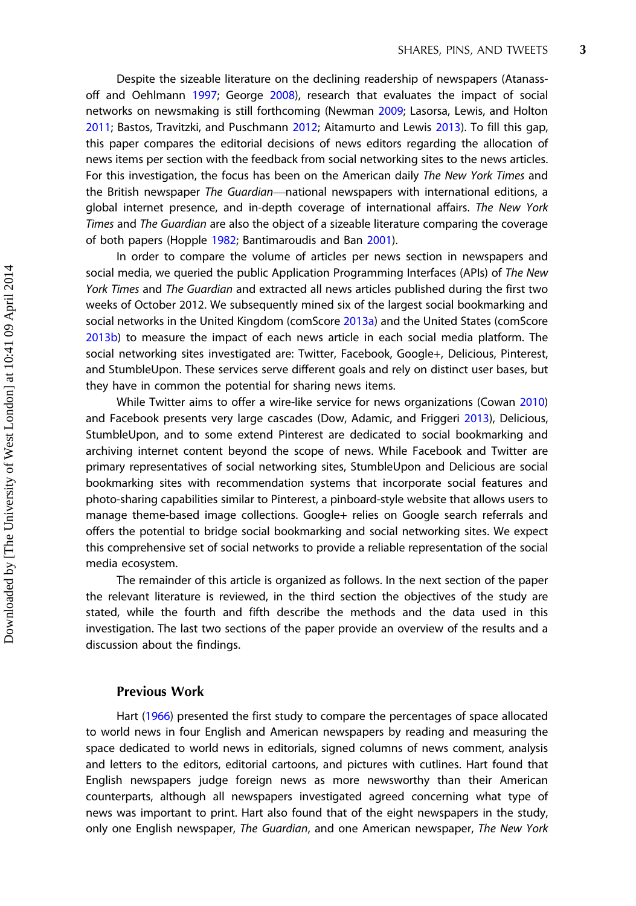Despite the sizeable literature on the declining readership of newspapers (Atanassoff and Oehlmann 1997; George 2008), research that evaluates the impact of social networks on newsmaking is still forthcoming (Newman 2009; Lasorsa, Lewis, and Holton 2011; Bastos, Travitzki, and Puschmann 2012; Aitamurto and Lewis 2013). To fill this gap, this paper compares the editorial decisions of news editors regarding the allocation of news items per section with the feedback from social networking sites to the news articles. For this investigation, the focus has been on the American daily *The New York Times* and the British newspaper *The Guardian*—national newspapers with international editions, a global internet presence, and in-depth coverage of international affairs. *The New York Times* and *The Guardian* are also the object of a sizeable literature comparing the coverage of both papers (Hopple 1982; Bantimaroudis and Ban 2001).

In order to compare the volume of articles per news section in newspapers and social media, we queried the public Application Programming Interfaces (APIs) of *The New York Times* and *The Guardian* and extracted all news articles published during the first two weeks of October 2012. We subsequently mined six of the largest social bookmarking and social networks in the United Kingdom (comScore 2013a) and the United States (comScore 2013b) to measure the impact of each news article in each social media platform. The social networking sites investigated are: Twitter, Facebook, Google+, Delicious, Pinterest, and StumbleUpon. These services serve different goals and rely on distinct user bases, but they have in common the potential for sharing news items.

While Twitter aims to offer a wire-like service for news organizations (Cowan 2010) and Facebook presents very large cascades (Dow, Adamic, and Friggeri 2013), Delicious, StumbleUpon, and to some extend Pinterest are dedicated to social bookmarking and archiving internet content beyond the scope of news. While Facebook and Twitter are primary representatives of social networking sites, StumbleUpon and Delicious are social bookmarking sites with recommendation systems that incorporate social features and photo-sharing capabilities similar to Pinterest, a pinboard-style website that allows users to manage theme-based image collections. Google+ relies on Google search referrals and offers the potential to bridge social bookmarking and social networking sites. We expect this comprehensive set of social networks to provide a reliable representation of the social media ecosystem.

The remainder of this article is organized as follows. In the next section of the paper the relevant literature is reviewed, in the third section the objectives of the study are stated, while the fourth and fifth describe the methods and the data used in this investigation. The last two sections of the paper provide an overview of the results and a discussion about the findings.

## Previous Work

Hart (1966) presented the first study to compare the percentages of space allocated to world news in four English and American newspapers by reading and measuring the space dedicated to world news in editorials, signed columns of news comment, analysis and letters to the editors, editorial cartoons, and pictures with cutlines. Hart found that English newspapers judge foreign news as more newsworthy than their American counterparts, although all newspapers investigated agreed concerning what type of news was important to print. Hart also found that of the eight newspapers in the study, only one English newspaper, *The Guardian*, and one American newspaper, *The New York*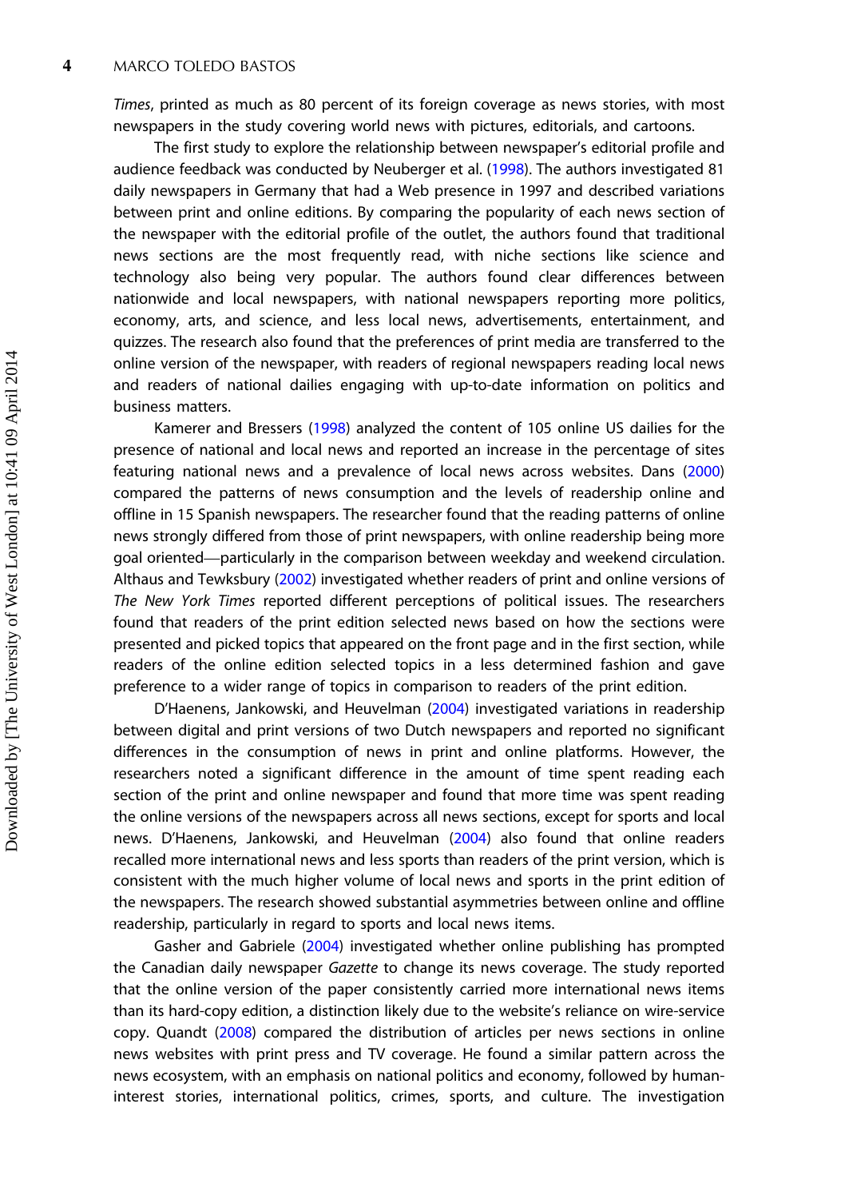*Times*, printed as much as 80 percent of its foreign coverage as news stories, with most newspapers in the study covering world news with pictures, editorials, and cartoons.

The first study to explore the relationship between newspaper's editorial profile and audience feedback was conducted by Neuberger et al. (1998). The authors investigated 81 daily newspapers in Germany that had a Web presence in 1997 and described variations between print and online editions. By comparing the popularity of each news section of the newspaper with the editorial profile of the outlet, the authors found that traditional news sections are the most frequently read, with niche sections like science and technology also being very popular. The authors found clear differences between nationwide and local newspapers, with national newspapers reporting more politics, economy, arts, and science, and less local news, advertisements, entertainment, and quizzes. The research also found that the preferences of print media are transferred to the online version of the newspaper, with readers of regional newspapers reading local news and readers of national dailies engaging with up-to-date information on politics and business matters.

Kamerer and Bressers (1998) analyzed the content of 105 online US dailies for the presence of national and local news and reported an increase in the percentage of sites featuring national news and a prevalence of local news across websites. Dans (2000) compared the patterns of news consumption and the levels of readership online and offline in 15 Spanish newspapers. The researcher found that the reading patterns of online news strongly differed from those of print newspapers, with online readership being more goal oriented—particularly in the comparison between weekday and weekend circulation. Althaus and Tewksbury (2002) investigated whether readers of print and online versions of *The New York Times* reported different perceptions of political issues. The researchers found that readers of the print edition selected news based on how the sections were presented and picked topics that appeared on the front page and in the first section, while readers of the online edition selected topics in a less determined fashion and gave preference to a wider range of topics in comparison to readers of the print edition.

D'Haenens, Jankowski, and Heuvelman (2004) investigated variations in readership between digital and print versions of two Dutch newspapers and reported no significant differences in the consumption of news in print and online platforms. However, the researchers noted a significant difference in the amount of time spent reading each section of the print and online newspaper and found that more time was spent reading the online versions of the newspapers across all news sections, except for sports and local news. D'Haenens, Jankowski, and Heuvelman (2004) also found that online readers recalled more international news and less sports than readers of the print version, which is consistent with the much higher volume of local news and sports in the print edition of the newspapers. The research showed substantial asymmetries between online and offline readership, particularly in regard to sports and local news items.

Gasher and Gabriele (2004) investigated whether online publishing has prompted the Canadian daily newspaper *Gazette* to change its news coverage. The study reported that the online version of the paper consistently carried more international news items than its hard-copy edition, a distinction likely due to the website's reliance on wire-service copy. Quandt (2008) compared the distribution of articles per news sections in online news websites with print press and TV coverage. He found a similar pattern across the news ecosystem, with an emphasis on national politics and economy, followed by human-interest stories, international politics, crimes, sports, and culture. The investigation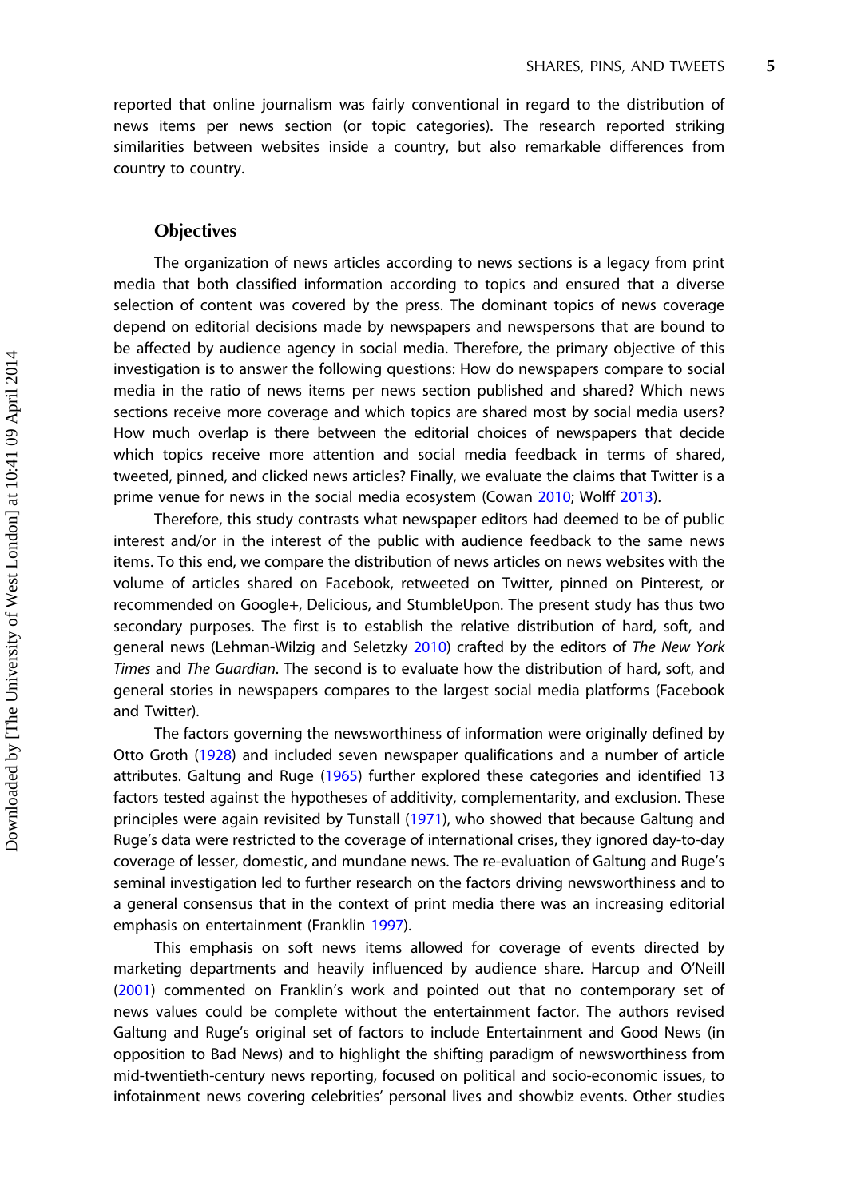reported that online journalism was fairly conventional in regard to the distribution of news items per news section (or topic categories). The research reported striking similarities between websites inside a country, but also remarkable differences from country to country.

## Objectives

The organization of news articles according to news sections is a legacy from print media that both classified information according to topics and ensured that a diverse selection of content was covered by the press. The dominant topics of news coverage depend on editorial decisions made by newspapers and newspersons that are bound to be affected by audience agency in social media. Therefore, the primary objective of this investigation is to answer the following questions: How do newspapers compare to social media in the ratio of news items per news section published and shared? Which news sections receive more coverage and which topics are shared most by social media users? How much overlap is there between the editorial choices of newspapers that decide which topics receive more attention and social media feedback in terms of shared, tweeted, pinned, and clicked news articles? Finally, we evaluate the claims that Twitter is a prime venue for news in the social media ecosystem (Cowan 2010; Wolff 2013).

Therefore, this study contrasts what newspaper editors had deemed to be of public interest and/or in the interest of the public with audience feedback to the same news items. To this end, we compare the distribution of news articles on news websites with the volume of articles shared on Facebook, retweeted on Twitter, pinned on Pinterest, or recommended on Google+, Delicious, and StumbleUpon. The present study has thus two secondary purposes. The first is to establish the relative distribution of hard, soft, and general news (Lehman-Wilzig and Seletzky 2010) crafted by the editors of *The New York Times* and *The Guardian*. The second is to evaluate how the distribution of hard, soft, and general stories in newspapers compares to the largest social media platforms (Facebook and Twitter).

The factors governing the newsworthiness of information were originally defined by Otto Groth (1928) and included seven newspaper qualifications and a number of article attributes. Galtung and Ruge (1965) further explored these categories and identified 13 factors tested against the hypotheses of additivity, complementarity, and exclusion. These principles were again revisited by Tunstall (1971), who showed that because Galtung and Ruge's data were restricted to the coverage of international crises, they ignored day-to-day coverage of lesser, domestic, and mundane news. The re-evaluation of Galtung and Ruge's seminal investigation led to further research on the factors driving newsworthiness and to a general consensus that in the context of print media there was an increasing editorial emphasis on entertainment (Franklin 1997).

This emphasis on soft news items allowed for coverage of events directed by marketing departments and heavily influenced by audience share. Harcup and O'Neill (2001) commented on Franklin's work and pointed out that no contemporary set of news values could be complete without the entertainment factor. The authors revised Galtung and Ruge's original set of factors to include Entertainment and Good News (in opposition to Bad News) and to highlight the shifting paradigm of newsworthiness from mid-twentieth-century news reporting, focused on political and socio-economic issues, to infotainment news covering celebrities' personal lives and showbiz events. Other studies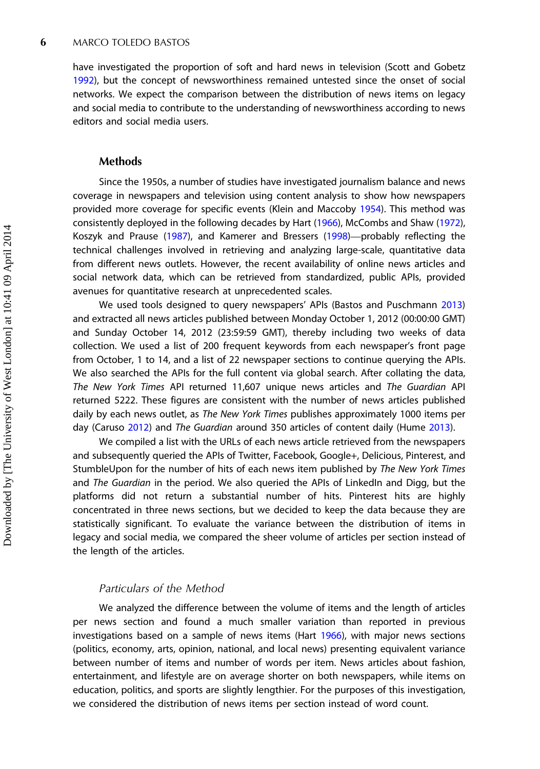have investigated the proportion of soft and hard news in television (Scott and Gobetz 1992), but the concept of newsworthiness remained untested since the onset of social networks. We expect the comparison between the distribution of news items on legacy and social media to contribute to the understanding of newsworthiness according to news editors and social media users.

## Methods

Since the 1950s, a number of studies have investigated journalism balance and news coverage in newspapers and television using content analysis to show how newspapers provided more coverage for specific events (Klein and Maccoby 1954). This method was consistently deployed in the following decades by Hart (1966), McCombs and Shaw (1972), Koszyk and Prause (1987), and Kamerer and Bressers (1998)—probably reflecting the technical challenges involved in retrieving and analyzing large-scale, quantitative data from different news outlets. However, the recent availability of online news articles and social network data, which can be retrieved from standardized, public APIs, provided avenues for quantitative research at unprecedented scales.

We used tools designed to query newspapers' APIs (Bastos and Puschmann 2013) and extracted all news articles published between Monday October 1, 2012 (00:00:00 GMT) and Sunday October 14, 2012 (23:59:59 GMT), thereby including two weeks of data collection. We used a list of 200 frequent keywords from each newspaper's front page from October, 1 to 14, and a list of 22 newspaper sections to continue querying the APIs. We also searched the APIs for the full content via global search. After collating the data, *The New York Times* API returned 11,607 unique news articles and *The Guardian* API returned 5222. These figures are consistent with the number of news articles published daily by each news outlet, as *The New York Times* publishes approximately 1000 items per day (Caruso 2012) and *The Guardian* around 350 articles of content daily (Hume 2013).

We compiled a list with the URLs of each news article retrieved from the newspapers and subsequently queried the APIs of Twitter, Facebook, Google+, Delicious, Pinterest, and StumbleUpon for the number of hits of each news item published by *The New York Times* and *The Guardian* in the period. We also queried the APIs of LinkedIn and Digg, but the platforms did not return a substantial number of hits. Pinterest hits are highly concentrated in three news sections, but we decided to keep the data because they are statistically significant. To evaluate the variance between the distribution of items in legacy and social media, we compared the sheer volume of articles per section instead of the length of the articles.

### *Particulars of the Method*

We analyzed the difference between the volume of items and the length of articles per news section and found a much smaller variation than reported in previous investigations based on a sample of news items (Hart 1966), with major news sections (politics, economy, arts, opinion, national, and local news) presenting equivalent variance between number of items and number of words per item. News articles about fashion, entertainment, and lifestyle are on average shorter on both newspapers, while items on education, politics, and sports are slightly lengthier. For the purposes of this investigation, we considered the distribution of news items per section instead of word count.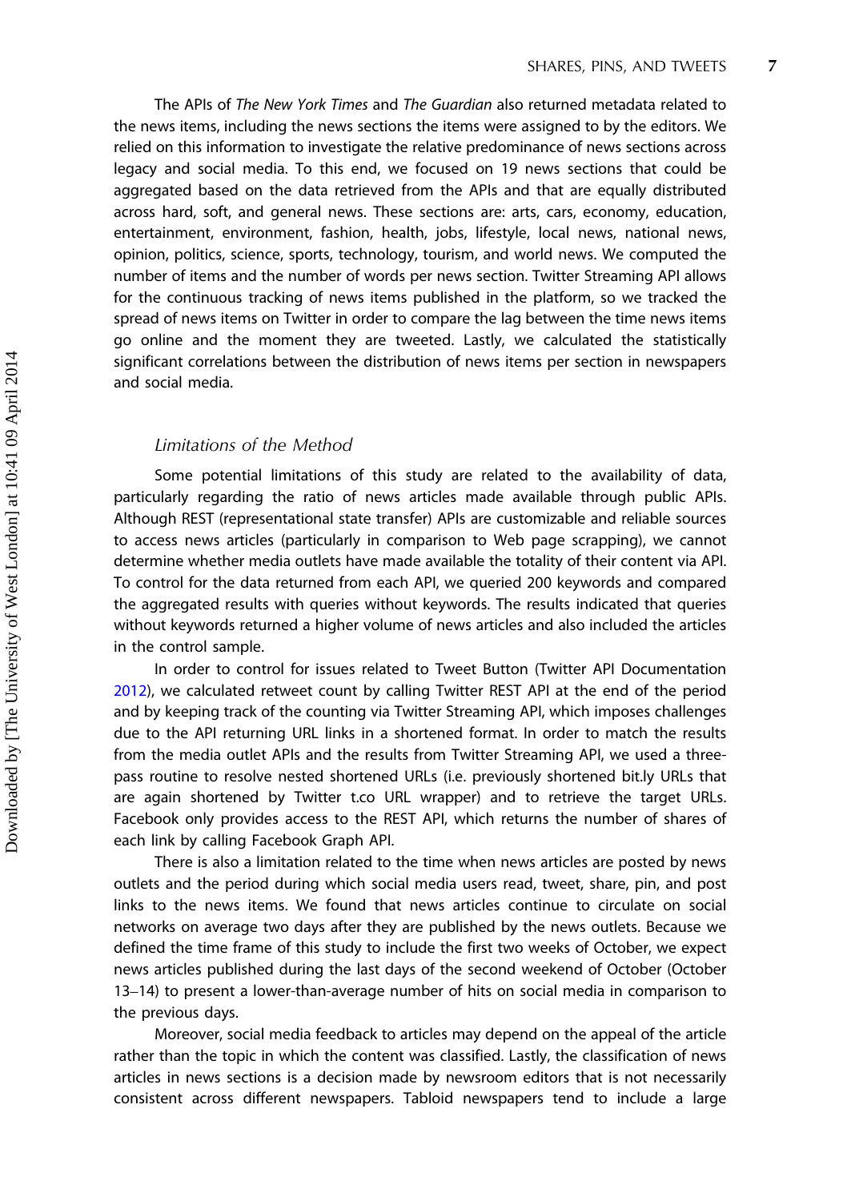The APIs of *The New York Times* and *The Guardian* also returned metadata related to the news items, including the news sections the items were assigned to by the editors. We relied on this information to investigate the relative predominance of news sections across legacy and social media. To this end, we focused on 19 news sections that could be aggregated based on the data retrieved from the APIs and that are equally distributed across hard, soft, and general news. These sections are: arts, cars, economy, education, entertainment, environment, fashion, health, jobs, lifestyle, local news, national news, opinion, politics, science, sports, technology, tourism, and world news. We computed the number of items and the number of words per news section. Twitter Streaming API allows for the continuous tracking of news items published in the platform, so we tracked the spread of news items on Twitter in order to compare the lag between the time news items go online and the moment they are tweeted. Lastly, we calculated the statistically significant correlations between the distribution of news items per section in newspapers and social media.

### *Limitations of the Method*

Some potential limitations of this study are related to the availability of data, particularly regarding the ratio of news articles made available through public APIs. Although REST (representational state transfer) APIs are customizable and reliable sources to access news articles (particularly in comparison to Web page scrapping), we cannot determine whether media outlets have made available the totality of their content via API. To control for the data returned from each API, we queried 200 keywords and compared the aggregated results with queries without keywords. The results indicated that queries without keywords returned a higher volume of news articles and also included the articles in the control sample.

In order to control for issues related to Tweet Button (Twitter API Documentation 2012), we calculated retweet count by calling Twitter REST API at the end of the period and by keeping track of the counting via Twitter Streaming API, which imposes challenges due to the API returning URL links in a shortened format. In order to match the results from the media outlet APIs and the results from Twitter Streaming API, we used a three-pass routine to resolve nested shortened URLs (i.e. previously shortened bit.ly URLs that are again shortened by Twitter t.co URL wrapper) and to retrieve the target URLs. Facebook only provides access to the REST API, which returns the number of shares of each link by calling Facebook Graph API.

There is also a limitation related to the time when news articles are posted by news outlets and the period during which social media users read, tweet, share, pin, and post links to the news items. We found that news articles continue to circulate on social networks on average two days after they are published by the news outlets. Because we defined the time frame of this study to include the first two weeks of October, we expect news articles published during the last days of the second weekend of October (October 13–14) to present a lower-than-average number of hits on social media in comparison to the previous days.

Moreover, social media feedback to articles may depend on the appeal of the article rather than the topic in which the content was classified. Lastly, the classification of news articles in news sections is a decision made by newsroom editors that is not necessarily consistent across different newspapers. Tabloid newspapers tend to include a large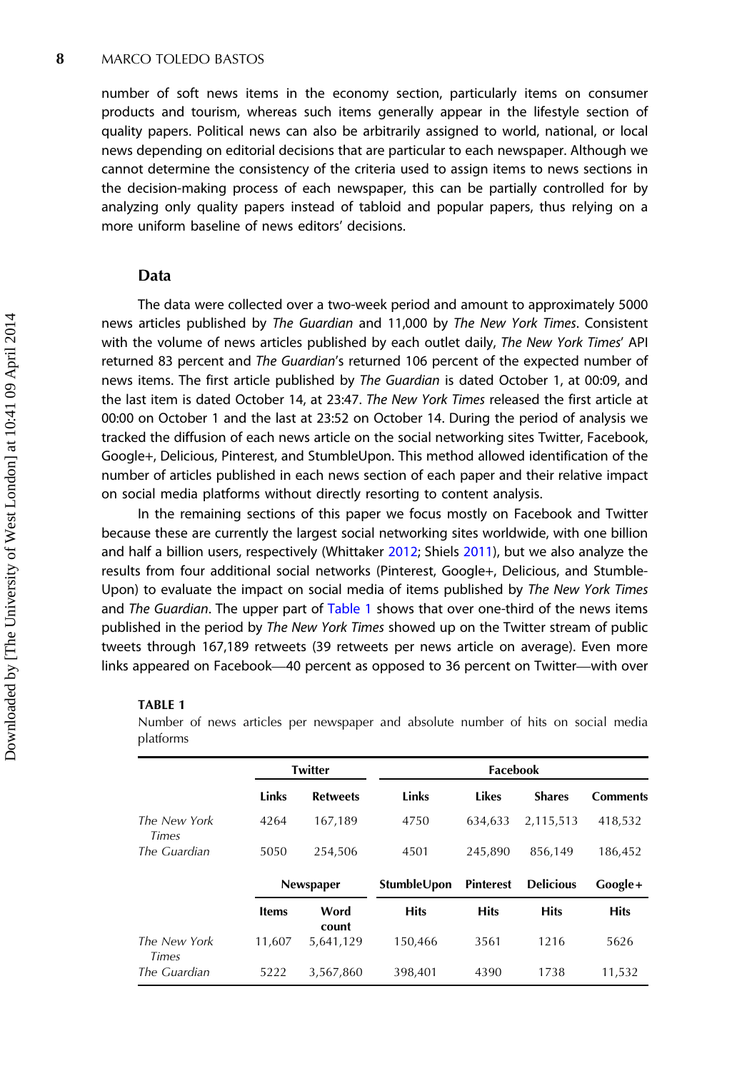number of soft news items in the economy section, particularly items on consumer products and tourism, whereas such items generally appear in the lifestyle section of quality papers. Political news can also be arbitrarily assigned to world, national, or local news depending on editorial decisions that are particular to each newspaper. Although we cannot determine the consistency of the criteria used to assign items to news sections in the decision-making process of each newspaper, this can be partially controlled for by analyzing only quality papers instead of tabloid and popular papers, thus relying on a more uniform baseline of news editors' decisions.

## Data

The data were collected over a two-week period and amount to approximately 5000 news articles published by *The Guardian* and 11,000 by *The New York Times*. Consistent with the volume of news articles published by each outlet daily, *The New York Times*' API returned 83 percent and *The Guardian*'s returned 106 percent of the expected number of news items. The first article published by *The Guardian* is dated October 1, at 00:09, and the last item is dated October 14, at 23:47. *The New York Times* released the first article at 00:00 on October 1 and the last at 23:52 on October 14. During the period of analysis we tracked the diffusion of each news article on the social networking sites Twitter, Facebook, Google+, Delicious, Pinterest, and StumbleUpon. This method allowed identification of the number of articles published in each news section of each paper and their relative impact on social media platforms without directly resorting to content analysis.

In the remaining sections of this paper we focus mostly on Facebook and Twitter because these are currently the largest social networking sites worldwide, with one billion and half a billion users, respectively (Whittaker 2012; Shiels 2011), but we also analyze the results from four additional social networks (Pinterest, Google+, Delicious, and StumbleUpon) to evaluate the impact on social media of items published by *The New York Times* and *The Guardian*. The upper part of Table 1 shows that over one-third of the news items published in the period by *The New York Times* showed up on the Twitter stream of public tweets through 167,189 retweets (39 retweets per news article on average). Even more links appeared on Facebook—40 percent as opposed to 36 percent on Twitter—with over

**TABLE 1**
Number of news articles per newspaper and absolute number of hits on social media platforms

| | Twitter | | Facebook | | | |
|---|---|---|---|---|---|---|
| | Links | Retweets | Links | Likes | Shares | Comments |
| *The New York Times* | 4264 | 167,189 | 4750 | 634,633 | 2,115,513 | 418,532 |
| *The Guardian* | 5050 | 254,506 | 4501 | 245,890 | 856,149 | 186,452 |
| | **Newspaper** | | **StumbleUpon** | **Pinterest** | **Delicious** | **Google+** |
| | **Items** | **Word count** | **Hits** | **Hits** | **Hits** | **Hits** |
| *The New York Times* | 11,607 | 5,641,129 | 150,466 | 3561 | 1216 | 5626 |
| *The Guardian* | 5222 | 3,567,860 | 398,401 | 4390 | 1738 | 11,532 |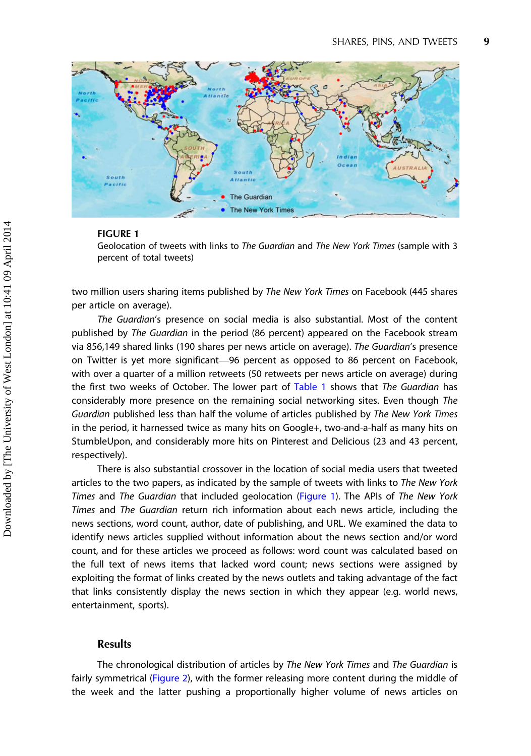The Guardian

The New York Times

**FIGURE 1**
Geolocation of tweets with links to *The Guardian* and *The New York Times* (sample with 3 percent of total tweets)

two million users sharing items published by *The New York Times* on Facebook (445 shares per article on average).

*The Guardian*'s presence on social media is also substantial. Most of the content published by *The Guardian* in the period (86 percent) appeared on the Facebook stream via 856,149 shared links (190 shares per news article on average). *The Guardian*'s presence on Twitter is yet more significant—96 percent as opposed to 86 percent on Facebook, with over a quarter of a million retweets (50 retweets per news article on average) during the first two weeks of October. The lower part of Table 1 shows that *The Guardian* has considerably more presence on the remaining social networking sites. Even though *The Guardian* published less than half the volume of articles published by *The New York Times* in the period, it harnessed twice as many hits on Google+, two-and-a-half as many hits on StumbleUpon, and considerably more hits on Pinterest and Delicious (23 and 43 percent, respectively).

There is also substantial crossover in the location of social media users that tweeted articles to the two papers, as indicated by the sample of tweets with links to *The New York Times* and *The Guardian* that included geolocation (Figure 1). The APIs of *The New York Times* and *The Guardian* return rich information about each news article, including the news sections, word count, author, date of publishing, and URL. We examined the data to identify news articles supplied without information about the news section and/or word count, and for these articles we proceed as follows: word count was calculated based on the full text of news items that lacked word count; news sections were assigned by exploiting the format of links created by the news outlets and taking advantage of the fact that links consistently display the news section in which they appear (e.g. world news, entertainment, sports).

## Results

The chronological distribution of articles by *The New York Times* and *The Guardian* is fairly symmetrical (Figure 2), with the former releasing more content during the middle of the week and the latter pushing a proportionally higher volume of news articles on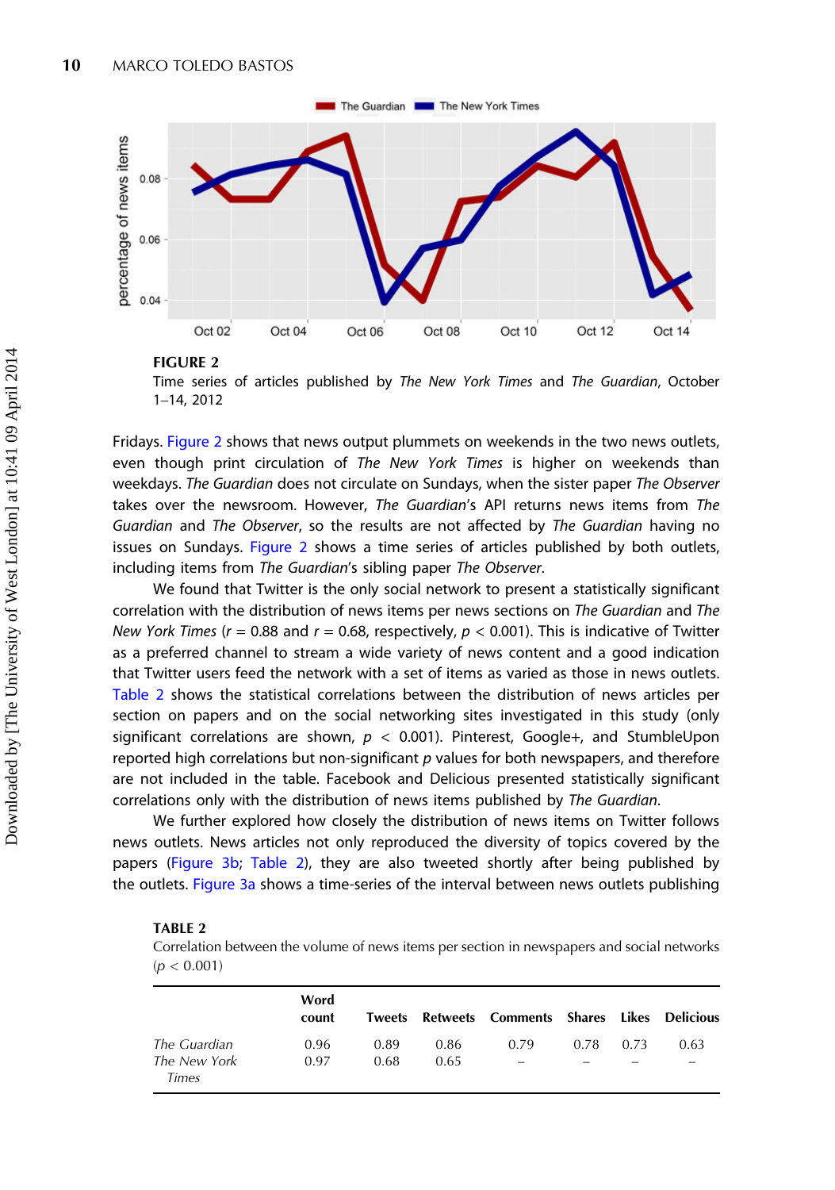The Guardian
The New York Times

percentage of news items

0.08
0.06
0.04

Oct 02
Oct 04
Oct 06
Oct 08
Oct 10
Oct 12
Oct 14

**FIGURE 2**
Time series of articles published by *The New York Times* and *The Guardian*, October 1–14, 2012

Fridays. Figure 2 shows that news output plummets on weekends in the two news outlets, even though print circulation of *The New York Times* is higher on weekends than weekdays. *The Guardian* does not circulate on Sundays, when the sister paper *The Observer* takes over the newsroom. However, *The Guardian*'s API returns news items from *The Guardian* and *The Observer*, so the results are not affected by *The Guardian* having no issues on Sundays. Figure 2 shows a time series of articles published by both outlets, including items from *The Guardian*'s sibling paper *The Observer*.

We found that Twitter is the only social network to present a statistically significant correlation with the distribution of news items per news sections on *The Guardian* and *The New York Times* ($r = 0.88$ and $r = 0.68$, respectively, $p < 0.001$). This is indicative of Twitter as a preferred channel to stream a wide variety of news content and a good indication that Twitter users feed the network with a set of items as varied as those in news outlets. Table 2 shows the statistical correlations between the distribution of news articles per section on papers and on the social networking sites investigated in this study (only significant correlations are shown, $p < 0.001$). Pinterest, Google+, and StumbleUpon reported high correlations but non-significant $p$ values for both newspapers, and therefore are not included in the table. Facebook and Delicious presented statistically significant correlations only with the distribution of news items published by *The Guardian*.

We further explored how closely the distribution of news items on Twitter follows news outlets. News articles not only reproduced the diversity of topics covered by the papers (Figure 3b; Table 2), they are also tweeted shortly after being published by the outlets. Figure 3a shows a time-series of the interval between news outlets publishing

**TABLE 2**
Correlation between the volume of news items per section in newspapers and social networks ($p < 0.001$)

| | Word count | Tweets | Retweets | Comments | Shares | Likes | Delicious |
|---|---|---|---|---|---|---|---|
| *The Guardian* | 0.96 | 0.89 | 0.86 | 0.79 | 0.78 | 0.73 | 0.63 |
| *The New York Times* | 0.97 | 0.68 | 0.65 | – | – | – | – |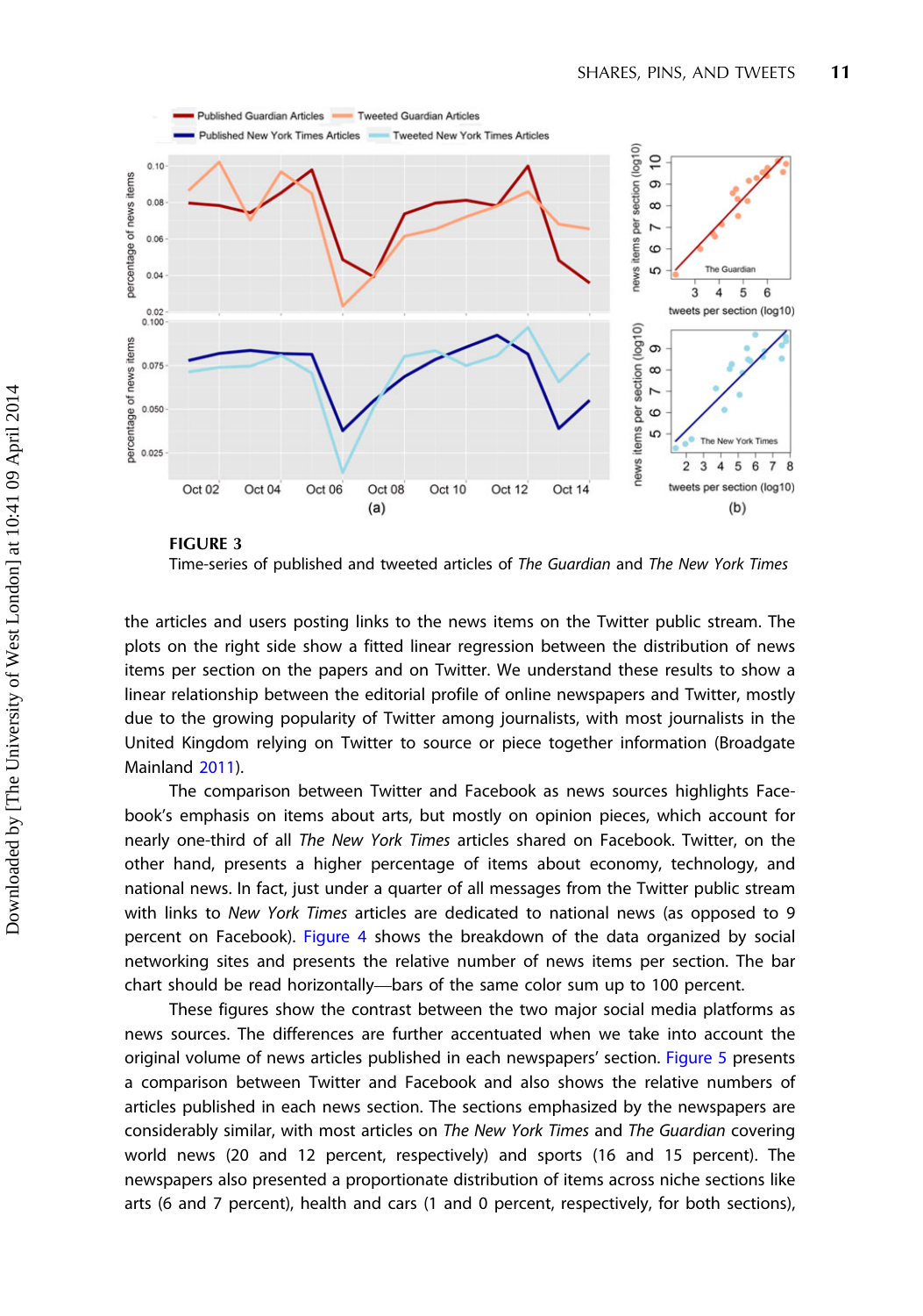**FIGURE 3**
Time-series of published and tweeted articles of *The Guardian* and *The New York Times*

the articles and users posting links to the news items on the Twitter public stream. The plots on the right side show a fitted linear regression between the distribution of news items per section on the papers and on Twitter. We understand these results to show a linear relationship between the editorial profile of online newspapers and Twitter, mostly due to the growing popularity of Twitter among journalists, with most journalists in the United Kingdom relying on Twitter to source or piece together information (Broadgate Mainland 2011).

The comparison between Twitter and Facebook as news sources highlights Facebook's emphasis on items about arts, but mostly on opinion pieces, which account for nearly one-third of all *The New York Times* articles shared on Facebook. Twitter, on the other hand, presents a higher percentage of items about economy, technology, and national news. In fact, just under a quarter of all messages from the Twitter public stream with links to *New York Times* articles are dedicated to national news (as opposed to 9 percent on Facebook). Figure 4 shows the breakdown of the data organized by social networking sites and presents the relative number of news items per section. The bar chart should be read horizontally—bars of the same color sum up to 100 percent.

These figures show the contrast between the two major social media platforms as news sources. The differences are further accentuated when we take into account the original volume of news articles published in each newspapers' section. Figure 5 presents a comparison between Twitter and Facebook and also shows the relative numbers of articles published in each news section. The sections emphasized by the newspapers are considerably similar, with most articles on *The New York Times* and *The Guardian* covering world news (20 and 12 percent, respectively) and sports (16 and 15 percent). The newspapers also presented a proportionate distribution of items across niche sections like arts (6 and 7 percent), health and cars (1 and 0 percent, respectively, for both sections),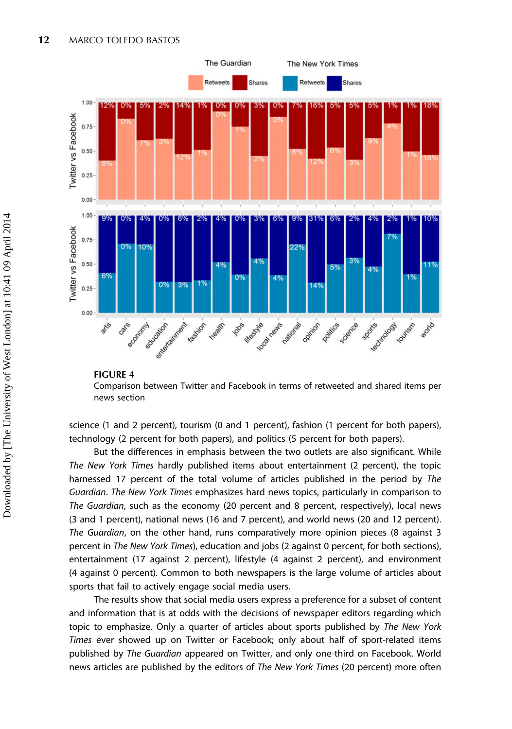The Guardian

Retweets Shares

The New York Times

Retweets Shares

Twitter vs Facebook

1.00
0.75
0.50
0.25
0.00

12% 0% 5% 2% 14% 1% 0% 0% 3% 0% 7% 16% 5% 5% 5% 1% 1% 18%

8% 0% 7% 3% 12% 1% 0% 1% 2% 0% 8% 12% 6% 3% 9% 4% 1% 16%

Twitter vs Facebook

1.00
0.75
0.50
0.25
0.00

9% 0% 4% 0% 6% 2% 4% 0% 3% 6% 9% 31% 6% 2% 4% 2% 1% 10%

6% 0% 10% 0% 3% 1% 4% 0% 4% 4% 22% 14% 5% 3% 4% 7% 1% 11%

arts cars economy education entertainment fashion health jobs lifestyle local news national opinion politics science sports technology tourism world

**FIGURE 4**
Comparison between Twitter and Facebook in terms of retweeted and shared items per news section

science (1 and 2 percent), tourism (0 and 1 percent), fashion (1 percent for both papers), technology (2 percent for both papers), and politics (5 percent for both papers).

But the differences in emphasis between the two outlets are also significant. While *The New York Times* hardly published items about entertainment (2 percent), the topic harnessed 17 percent of the total volume of articles published in the period by *The Guardian*. *The New York Times* emphasizes hard news topics, particularly in comparison to *The Guardian*, such as the economy (20 percent and 8 percent, respectively), local news (3 and 1 percent), national news (16 and 7 percent), and world news (20 and 12 percent). *The Guardian*, on the other hand, runs comparatively more opinion pieces (8 against 3 percent in *The New York Times*), education and jobs (2 against 0 percent, for both sections), entertainment (17 against 2 percent), lifestyle (4 against 2 percent), and environment (4 against 0 percent). Common to both newspapers is the large volume of articles about sports that fail to actively engage social media users.

The results show that social media users express a preference for a subset of content and information that is at odds with the decisions of newspaper editors regarding which topic to emphasize. Only a quarter of articles about sports published by *The New York Times* ever showed up on Twitter or Facebook; only about half of sport-related items published by *The Guardian* appeared on Twitter, and only one-third on Facebook. World news articles are published by the editors of *The New York Times* (20 percent) more often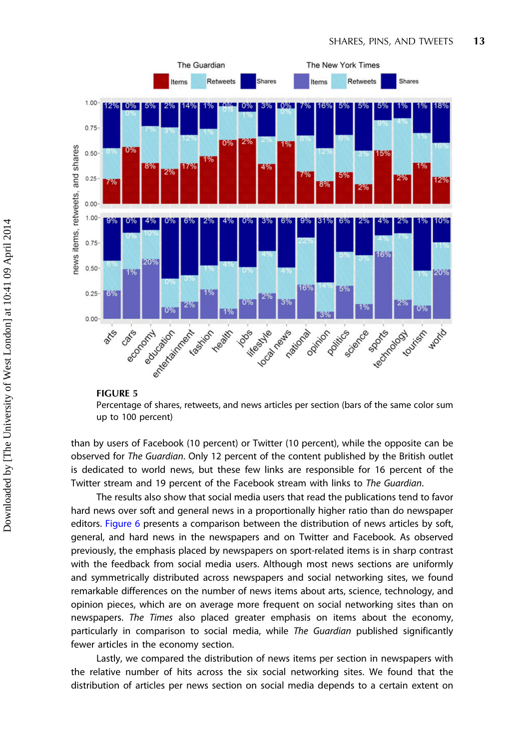The Guardian

Items Retweets Shares

The New York Times

Items Retweets Shares

news items, retweets, and shares

1.00 0.75 0.50 0.25 0.00

arts cars economy education entertainment fashion health jobs lifestyle local news national opinion politics science sports technology tourism world

**FIGURE 5**
Percentage of shares, retweets, and news articles per section (bars of the same color sum up to 100 percent)

than by users of Facebook (10 percent) or Twitter (10 percent), while the opposite can be observed for *The Guardian*. Only 12 percent of the content published by the British outlet is dedicated to world news, but these few links are responsible for 16 percent of the Twitter stream and 19 percent of the Facebook stream with links to *The Guardian*.

The results also show that social media users that read the publications tend to favor hard news over soft and general news in a proportionally higher ratio than do newspaper editors. Figure 6 presents a comparison between the distribution of news articles by soft, general, and hard news in the newspapers and on Twitter and Facebook. As observed previously, the emphasis placed by newspapers on sport-related items is in sharp contrast with the feedback from social media users. Although most news sections are uniformly and symmetrically distributed across newspapers and social networking sites, we found remarkable differences on the number of news items about arts, science, technology, and opinion pieces, which are on average more frequent on social networking sites than on newspapers. *The Times* also placed greater emphasis on items about the economy, particularly in comparison to social media, while *The Guardian* published significantly fewer articles in the economy section.

Lastly, we compared the distribution of news items per section in newspapers with the relative number of hits across the six social networking sites. We found that the distribution of articles per news section on social media depends to a certain extent on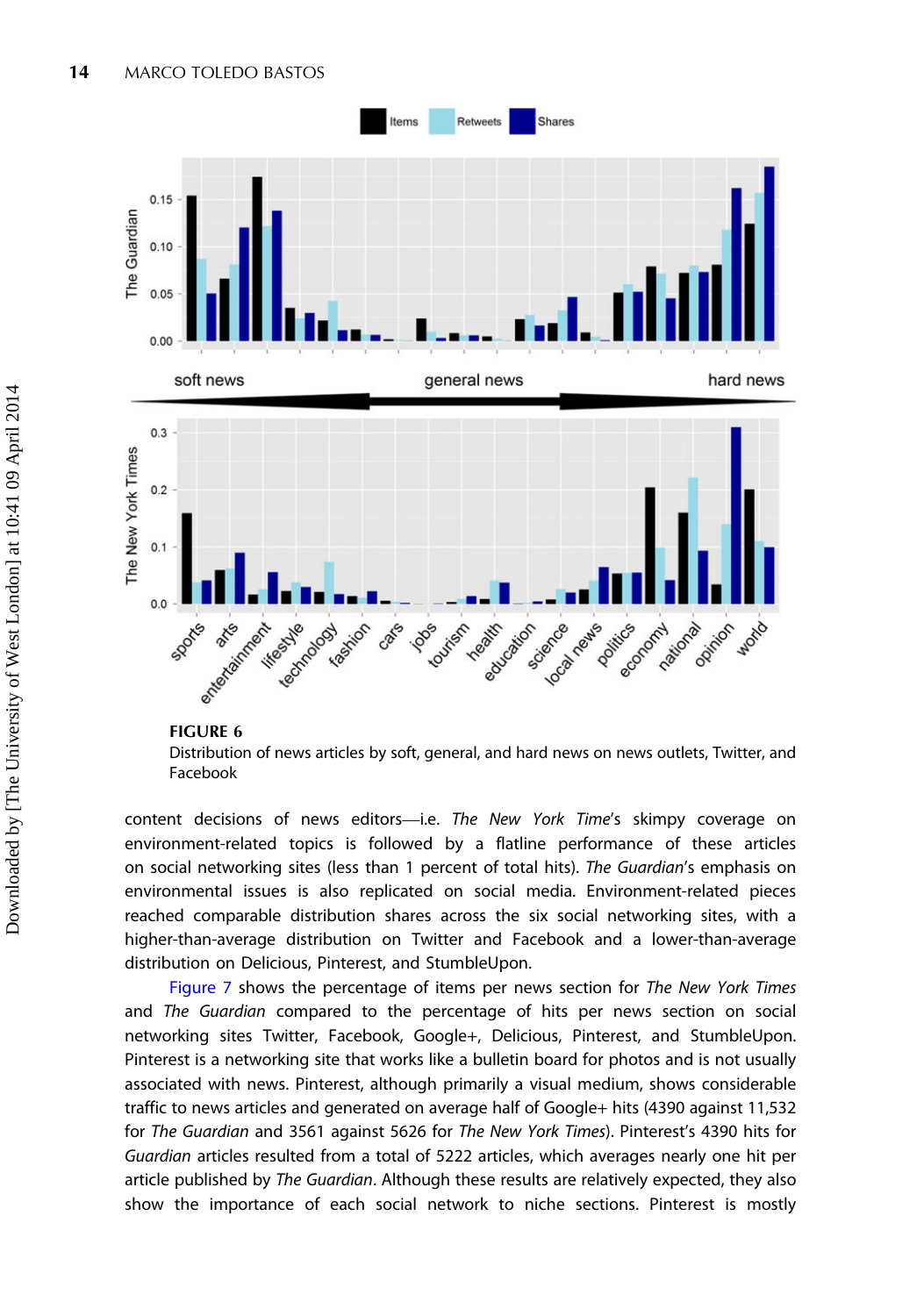Items Retweets Shares

The Guardian

0.15
0.10
0.05
0.00

soft news general news hard news

The New York Times

0.3
0.2
0.1
0.0

sports arts entertainment lifestyle technology fashion cars jobs tourism health education science local news politics economy national opinion world

**FIGURE 6**
Distribution of news articles by soft, general, and hard news on news outlets, Twitter, and Facebook

content decisions of news editors—i.e. *The New York Time*'s skimpy coverage on environment-related topics is followed by a flatline performance of these articles on social networking sites (less than 1 percent of total hits). *The Guardian*'s emphasis on environmental issues is also replicated on social media. Environment-related pieces reached comparable distribution shares across the six social networking sites, with a higher-than-average distribution on Twitter and Facebook and a lower-than-average distribution on Delicious, Pinterest, and StumbleUpon.

Figure 7 shows the percentage of items per news section for *The New York Times* and *The Guardian* compared to the percentage of hits per news section on social networking sites Twitter, Facebook, Google+, Delicious, Pinterest, and StumbleUpon. Pinterest is a networking site that works like a bulletin board for photos and is not usually associated with news. Pinterest, although primarily a visual medium, shows considerable traffic to news articles and generated on average half of Google+ hits (4390 against 11,532 for *The Guardian* and 3561 against 5626 for *The New York Times*). Pinterest's 4390 hits for *Guardian* articles resulted from a total of 5222 articles, which averages nearly one hit per article published by *The Guardian*. Although these results are relatively expected, they also show the importance of each social network to niche sections. Pinterest is mostly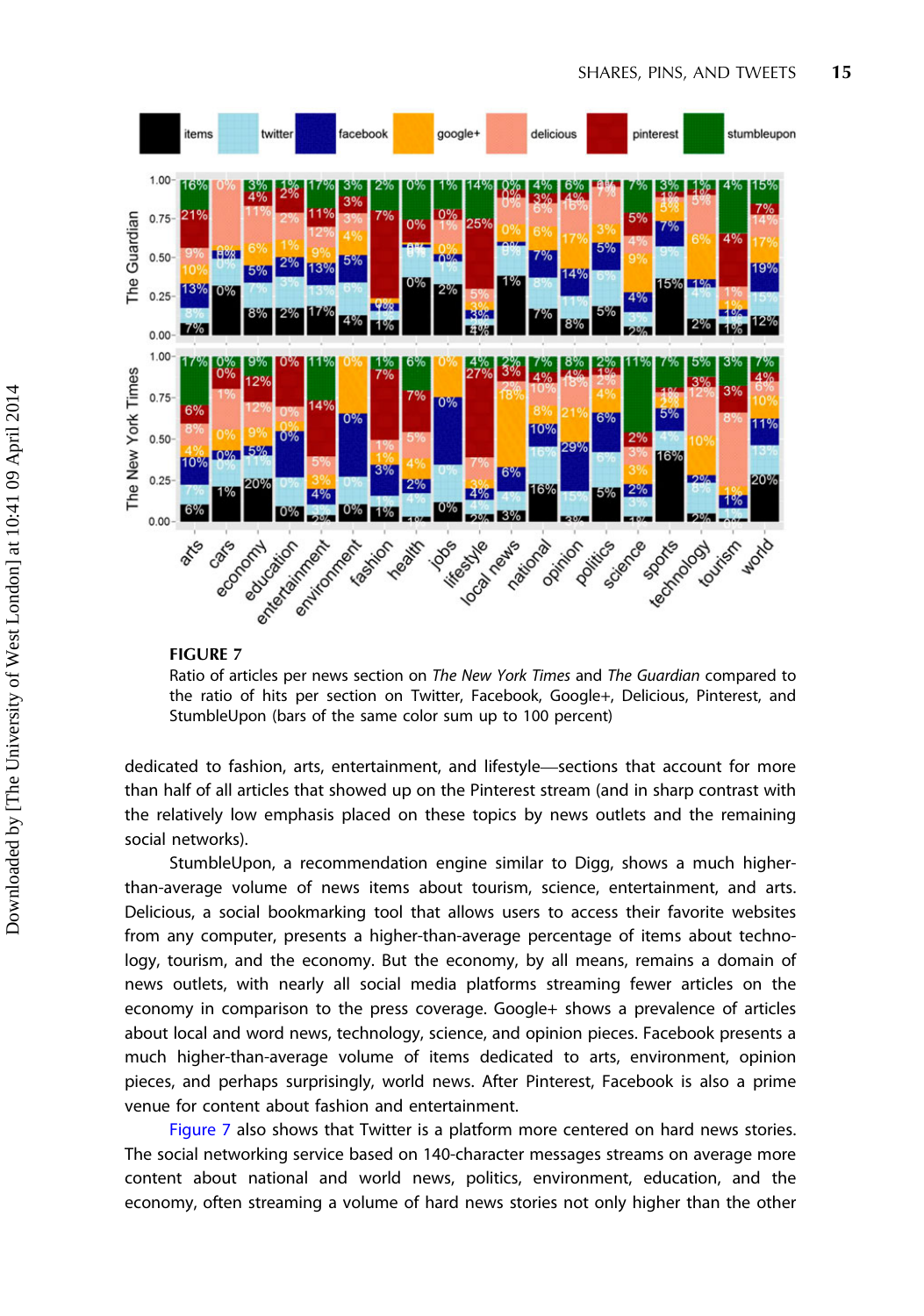items twitter facebook google+ delicious pinterest stumbleupon

The Guardian

The New York Times

arts cars economy education entertainment environment fashion health jobs lifestyle local news national opinion politics science sports technology tourism world

**FIGURE 7**
Ratio of articles per news section on *The New York Times* and *The Guardian* compared to the ratio of hits per section on Twitter, Facebook, Google+, Delicious, Pinterest, and StumbleUpon (bars of the same color sum up to 100 percent)

dedicated to fashion, arts, entertainment, and lifestyle—sections that account for more than half of all articles that showed up on the Pinterest stream (and in sharp contrast with the relatively low emphasis placed on these topics by news outlets and the remaining social networks).

StumbleUpon, a recommendation engine similar to Digg, shows a much higher-than-average volume of news items about tourism, science, entertainment, and arts. Delicious, a social bookmarking tool that allows users to access their favorite websites from any computer, presents a higher-than-average percentage of items about technology, tourism, and the economy. But the economy, by all means, remains a domain of news outlets, with nearly all social media platforms streaming fewer articles on the economy in comparison to the press coverage. Google+ shows a prevalence of articles about local and word news, technology, science, and opinion pieces. Facebook presents a much higher-than-average volume of items dedicated to arts, environment, opinion pieces, and perhaps surprisingly, world news. After Pinterest, Facebook is also a prime venue for content about fashion and entertainment.

Figure 7 also shows that Twitter is a platform more centered on hard news stories. The social networking service based on 140-character messages streams on average more content about national and world news, politics, environment, education, and the economy, often streaming a volume of hard news stories not only higher than the other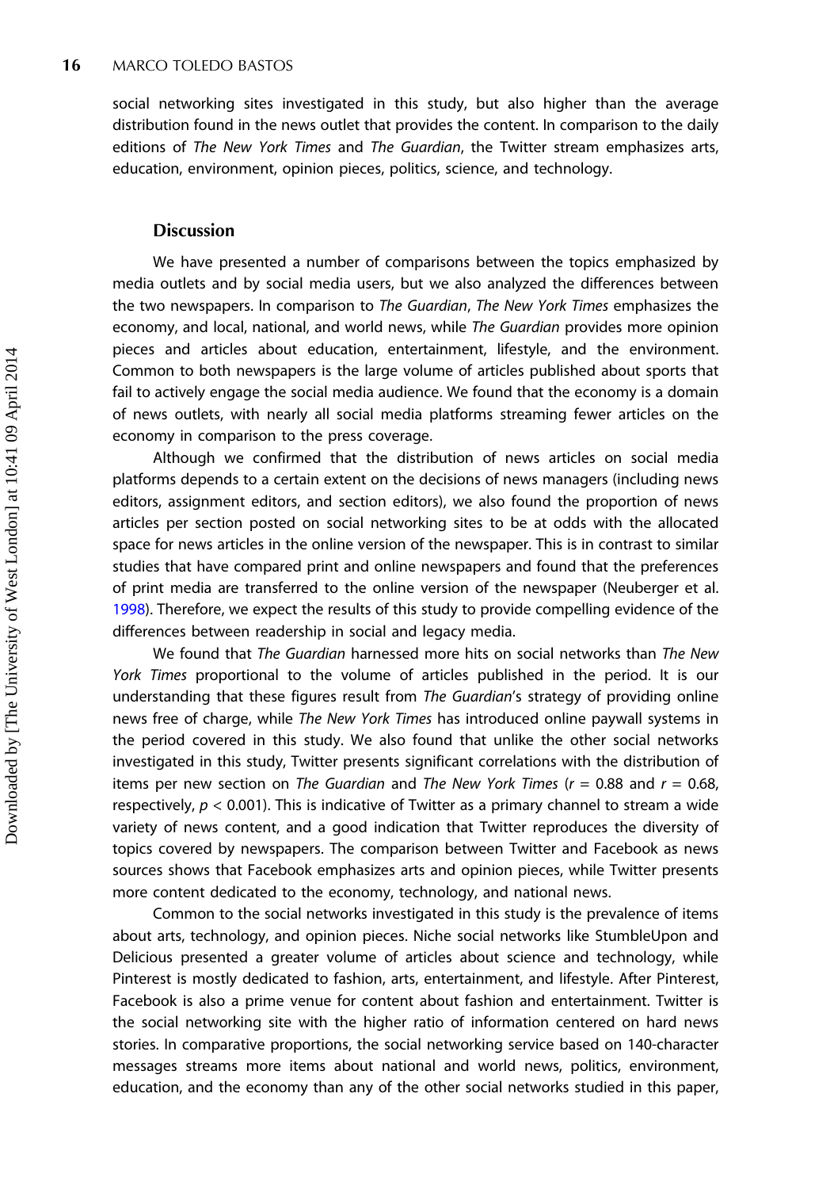social networking sites investigated in this study, but also higher than the average distribution found in the news outlet that provides the content. In comparison to the daily editions of *The New York Times* and *The Guardian*, the Twitter stream emphasizes arts, education, environment, opinion pieces, politics, science, and technology.

## Discussion

We have presented a number of comparisons between the topics emphasized by media outlets and by social media users, but we also analyzed the differences between the two newspapers. In comparison to *The Guardian*, *The New York Times* emphasizes the economy, and local, national, and world news, while *The Guardian* provides more opinion pieces and articles about education, entertainment, lifestyle, and the environment. Common to both newspapers is the large volume of articles published about sports that fail to actively engage the social media audience. We found that the economy is a domain of news outlets, with nearly all social media platforms streaming fewer articles on the economy in comparison to the press coverage.

Although we confirmed that the distribution of news articles on social media platforms depends to a certain extent on the decisions of news managers (including news editors, assignment editors, and section editors), we also found the proportion of news articles per section posted on social networking sites to be at odds with the allocated space for news articles in the online version of the newspaper. This is in contrast to similar studies that have compared print and online newspapers and found that the preferences of print media are transferred to the online version of the newspaper (Neuberger et al. 1998). Therefore, we expect the results of this study to provide compelling evidence of the differences between readership in social and legacy media.

We found that *The Guardian* harnessed more hits on social networks than *The New York Times* proportional to the volume of articles published in the period. It is our understanding that these figures result from *The Guardian*'s strategy of providing online news free of charge, while *The New York Times* has introduced online paywall systems in the period covered in this study. We also found that unlike the other social networks investigated in this study, Twitter presents significant correlations with the distribution of items per new section on *The Guardian* and *The New York Times* ($r = 0.88$ and $r = 0.68$, respectively, $p < 0.001$). This is indicative of Twitter as a primary channel to stream a wide variety of news content, and a good indication that Twitter reproduces the diversity of topics covered by newspapers. The comparison between Twitter and Facebook as news sources shows that Facebook emphasizes arts and opinion pieces, while Twitter presents more content dedicated to the economy, technology, and national news.

Common to the social networks investigated in this study is the prevalence of items about arts, technology, and opinion pieces. Niche social networks like StumbleUpon and Delicious presented a greater volume of articles about science and technology, while Pinterest is mostly dedicated to fashion, arts, entertainment, and lifestyle. After Pinterest, Facebook is also a prime venue for content about fashion and entertainment. Twitter is the social networking site with the higher ratio of information centered on hard news stories. In comparative proportions, the social networking service based on 140-character messages streams more items about national and world news, politics, environment, education, and the economy than any of the other social networks studied in this paper,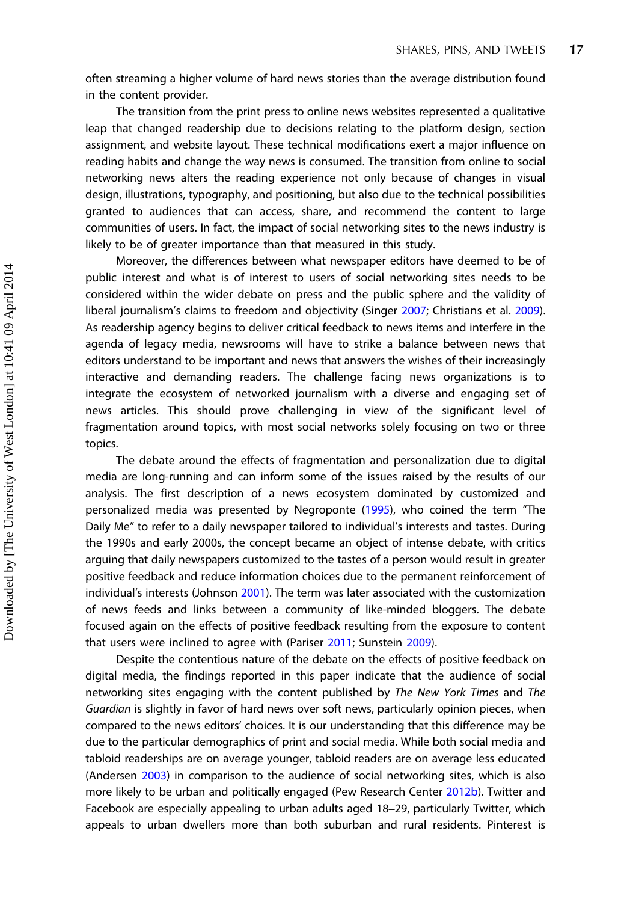often streaming a higher volume of hard news stories than the average distribution found in the content provider.

The transition from the print press to online news websites represented a qualitative leap that changed readership due to decisions relating to the platform design, section assignment, and website layout. These technical modifications exert a major influence on reading habits and change the way news is consumed. The transition from online to social networking news alters the reading experience not only because of changes in visual design, illustrations, typography, and positioning, but also due to the technical possibilities granted to audiences that can access, share, and recommend the content to large communities of users. In fact, the impact of social networking sites to the news industry is likely to be of greater importance than that measured in this study.

Moreover, the differences between what newspaper editors have deemed to be of public interest and what is of interest to users of social networking sites needs to be considered within the wider debate on press and the public sphere and the validity of liberal journalism's claims to freedom and objectivity (Singer 2007; Christians et al. 2009). As readership agency begins to deliver critical feedback to news items and interfere in the agenda of legacy media, newsrooms will have to strike a balance between news that editors understand to be important and news that answers the wishes of their increasingly interactive and demanding readers. The challenge facing news organizations is to integrate the ecosystem of networked journalism with a diverse and engaging set of news articles. This should prove challenging in view of the significant level of fragmentation around topics, with most social networks solely focusing on two or three topics.

The debate around the effects of fragmentation and personalization due to digital media are long-running and can inform some of the issues raised by the results of our analysis. The first description of a news ecosystem dominated by customized and personalized media was presented by Negroponte (1995), who coined the term "The Daily Me" to refer to a daily newspaper tailored to individual's interests and tastes. During the 1990s and early 2000s, the concept became an object of intense debate, with critics arguing that daily newspapers customized to the tastes of a person would result in greater positive feedback and reduce information choices due to the permanent reinforcement of individual's interests (Johnson 2001). The term was later associated with the customization of news feeds and links between a community of like-minded bloggers. The debate focused again on the effects of positive feedback resulting from the exposure to content that users were inclined to agree with (Pariser 2011; Sunstein 2009).

Despite the contentious nature of the debate on the effects of positive feedback on digital media, the findings reported in this paper indicate that the audience of social networking sites engaging with the content published by *The New York Times* and *The Guardian* is slightly in favor of hard news over soft news, particularly opinion pieces, when compared to the news editors' choices. It is our understanding that this difference may be due to the particular demographics of print and social media. While both social media and tabloid readerships are on average younger, tabloid readers are on average less educated (Andersen 2003) in comparison to the audience of social networking sites, which is also more likely to be urban and politically engaged (Pew Research Center 2012b). Twitter and Facebook are especially appealing to urban adults aged 18–29, particularly Twitter, which appeals to urban dwellers more than both suburban and rural residents. Pinterest is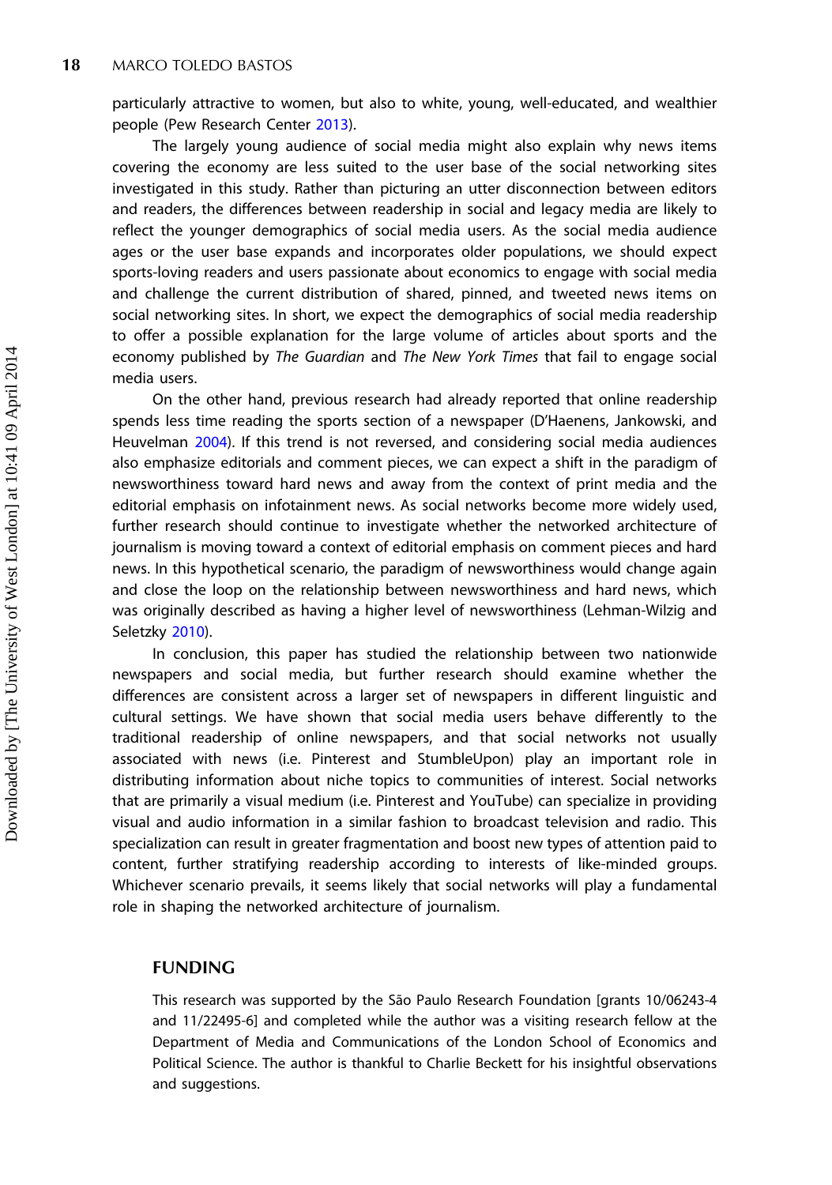particularly attractive to women, but also to white, young, well-educated, and wealthier people (Pew Research Center 2013).

The largely young audience of social media might also explain why news items covering the economy are less suited to the user base of the social networking sites investigated in this study. Rather than picturing an utter disconnection between editors and readers, the differences between readership in social and legacy media are likely to reflect the younger demographics of social media users. As the social media audience ages or the user base expands and incorporates older populations, we should expect sports-loving readers and users passionate about economics to engage with social media and challenge the current distribution of shared, pinned, and tweeted news items on social networking sites. In short, we expect the demographics of social media readership to offer a possible explanation for the large volume of articles about sports and the economy published by *The Guardian* and *The New York Times* that fail to engage social media users.

On the other hand, previous research had already reported that online readership spends less time reading the sports section of a newspaper (D'Haenens, Jankowski, and Heuvelman 2004). If this trend is not reversed, and considering social media audiences also emphasize editorials and comment pieces, we can expect a shift in the paradigm of newsworthiness toward hard news and away from the context of print media and the editorial emphasis on infotainment news. As social networks become more widely used, further research should continue to investigate whether the networked architecture of journalism is moving toward a context of editorial emphasis on comment pieces and hard news. In this hypothetical scenario, the paradigm of newsworthiness would change again and close the loop on the relationship between newsworthiness and hard news, which was originally described as having a higher level of newsworthiness (Lehman-Wilzig and Seletzky 2010).

In conclusion, this paper has studied the relationship between two nationwide newspapers and social media, but further research should examine whether the differences are consistent across a larger set of newspapers in different linguistic and cultural settings. We have shown that social media users behave differently to the traditional readership of online newspapers, and that social networks not usually associated with news (i.e. Pinterest and StumbleUpon) play an important role in distributing information about niche topics to communities of interest. Social networks that are primarily a visual medium (i.e. Pinterest and YouTube) can specialize in providing visual and audio information in a similar fashion to broadcast television and radio. This specialization can result in greater fragmentation and boost new types of attention paid to content, further stratifying readership according to interests of like-minded groups. Whichever scenario prevails, it seems likely that social networks will play a fundamental role in shaping the networked architecture of journalism.

## FUNDING

This research was supported by the São Paulo Research Foundation [grants 10/06243-4 and 11/22495-6] and completed while the author was a visiting research fellow at the Department of Media and Communications of the London School of Economics and Political Science. The author is thankful to Charlie Beckett for his insightful observations and suggestions.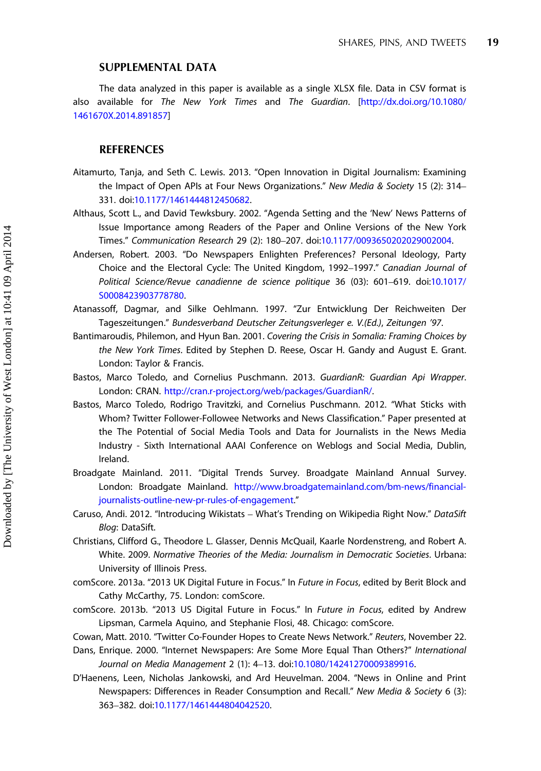## SUPPLEMENTAL DATA

The data analyzed in this paper is available as a single XLSX file. Data in CSV format is also available for *The New York Times* and *The Guardian*. [http://dx.doi.org/10.1080/1461670X.2014.891857]

## REFERENCES

Aitamurto, Tanja, and Seth C. Lewis. 2013. "Open Innovation in Digital Journalism: Examining the Impact of Open APIs at Four News Organizations." *New Media & Society* 15 (2): 314–331. doi:10.1177/1461444812450682.

Althaus, Scott L., and David Tewksbury. 2002. "Agenda Setting and the 'New' News Patterns of Issue Importance among Readers of the Paper and Online Versions of the New York Times." *Communication Research* 29 (2): 180–207. doi:10.1177/0093650202029002004.

Andersen, Robert. 2003. "Do Newspapers Enlighten Preferences? Personal Ideology, Party Choice and the Electoral Cycle: The United Kingdom, 1992–1997." *Canadian Journal of Political Science/Revue canadienne de science politique* 36 (03): 601–619. doi:10.1017/S0008423903778780.

Atanassoff, Dagmar, and Silke Oehlmann. 1997. "Zur Entwicklung Der Reichweiten Der Tageszeitungen." *Bundesverband Deutscher Zeitungsverleger e. V.(Ed.)*, *Zeitungen '97*.

Bantimaroudis, Philemon, and Hyun Ban. 2001. *Covering the Crisis in Somalia: Framing Choices by the New York Times*. Edited by Stephen D. Reese, Oscar H. Gandy and August E. Grant. London: Taylor & Francis.

Bastos, Marco Toledo, and Cornelius Puschmann. 2013. *GuardianR: Guardian Api Wrapper*. London: CRAN. http://cran.r-project.org/web/packages/GuardianR/.

Bastos, Marco Toledo, Rodrigo Travitzki, and Cornelius Puschmann. 2012. "What Sticks with Whom? Twitter Follower-Followee Networks and News Classification." Paper presented at the The Potential of Social Media Tools and Data for Journalists in the News Media Industry - Sixth International AAAI Conference on Weblogs and Social Media, Dublin, Ireland.

Broadgate Mainland. 2011. "Digital Trends Survey. Broadgate Mainland Annual Survey. London: Broadgate Mainland. http://www.broadgatemainland.com/bm-news/financial-journalists-outline-new-pr-rules-of-engagement."

Caruso, Andi. 2012. "Introducing Wikistats – What's Trending on Wikipedia Right Now." *DataSift Blog*: DataSift.

Christians, Clifford G., Theodore L. Glasser, Dennis McQuail, Kaarle Nordenstreng, and Robert A. White. 2009. *Normative Theories of the Media: Journalism in Democratic Societies*. Urbana: University of Illinois Press.

comScore. 2013a. "2013 UK Digital Future in Focus." In *Future in Focus*, edited by Berit Block and Cathy McCarthy, 75. London: comScore.

comScore. 2013b. "2013 US Digital Future in Focus." In *Future in Focus*, edited by Andrew Lipsman, Carmela Aquino, and Stephanie Flosi, 48. Chicago: comScore.

Cowan, Matt. 2010. "Twitter Co-Founder Hopes to Create News Network." *Reuters*, November 22.

Dans, Enrique. 2000. "Internet Newspapers: Are Some More Equal Than Others?" *International Journal on Media Management* 2 (1): 4–13. doi:10.1080/14241270009389916.

D'Haenens, Leen, Nicholas Jankowski, and Ard Heuvelman. 2004. "News in Online and Print Newspapers: Differences in Reader Consumption and Recall." *New Media & Society* 6 (3): 363–382. doi:10.1177/1461444804042520.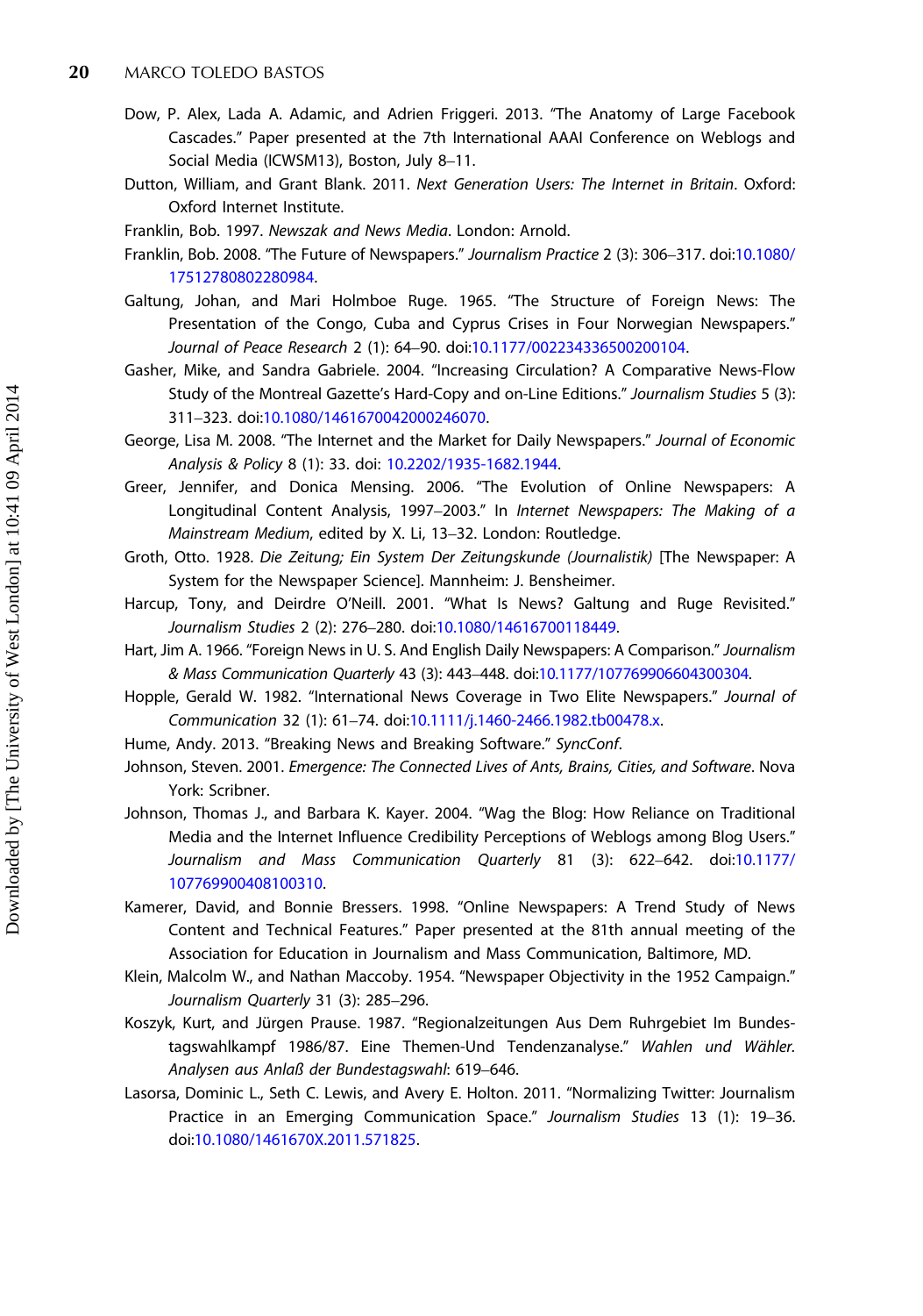Dow, P. Alex, Lada A. Adamic, and Adrien Friggeri. 2013. "The Anatomy of Large Facebook Cascades." Paper presented at the 7th International AAAI Conference on Weblogs and Social Media (ICWSM13), Boston, July 8–11.

Dutton, William, and Grant Blank. 2011. *Next Generation Users: The Internet in Britain*. Oxford: Oxford Internet Institute.

Franklin, Bob. 1997. *Newszak and News Media*. London: Arnold.

Franklin, Bob. 2008. "The Future of Newspapers." *Journalism Practice* 2 (3): 306–317. doi:10.1080/17512780802280984.

Galtung, Johan, and Mari Holmboe Ruge. 1965. "The Structure of Foreign News: The Presentation of the Congo, Cuba and Cyprus Crises in Four Norwegian Newspapers." *Journal of Peace Research* 2 (1): 64–90. doi:10.1177/002234336500200104.

Gasher, Mike, and Sandra Gabriele. 2004. "Increasing Circulation? A Comparative News-Flow Study of the Montreal Gazette's Hard-Copy and on-Line Editions." *Journalism Studies* 5 (3): 311–323. doi:10.1080/1461670042000246070.

George, Lisa M. 2008. "The Internet and the Market for Daily Newspapers." *Journal of Economic Analysis & Policy* 8 (1): 33. doi: 10.2202/1935-1682.1944.

Greer, Jennifer, and Donica Mensing. 2006. "The Evolution of Online Newspapers: A Longitudinal Content Analysis, 1997–2003." In *Internet Newspapers: The Making of a Mainstream Medium*, edited by X. Li, 13–32. London: Routledge.

Groth, Otto. 1928. *Die Zeitung; Ein System Der Zeitungskunde (Journalistik)* [The Newspaper: A System for the Newspaper Science]. Mannheim: J. Bensheimer.

Harcup, Tony, and Deirdre O'Neill. 2001. "What Is News? Galtung and Ruge Revisited." *Journalism Studies* 2 (2): 276–280. doi:10.1080/14616700118449.

Hart, Jim A. 1966. "Foreign News in U. S. And English Daily Newspapers: A Comparison." *Journalism & Mass Communication Quarterly* 43 (3): 443–448. doi:10.1177/107769906604300304.

Hopple, Gerald W. 1982. "International News Coverage in Two Elite Newspapers." *Journal of Communication* 32 (1): 61–74. doi:10.1111/j.1460-2466.1982.tb00478.x.

Hume, Andy. 2013. "Breaking News and Breaking Software." *SyncConf*.

Johnson, Steven. 2001. *Emergence: The Connected Lives of Ants, Brains, Cities, and Software*. Nova York: Scribner.

Johnson, Thomas J., and Barbara K. Kayer. 2004. "Wag the Blog: How Reliance on Traditional Media and the Internet Influence Credibility Perceptions of Weblogs among Blog Users." *Journalism and Mass Communication Quarterly* 81 (3): 622–642. doi:10.1177/107769900408100310.

Kamerer, David, and Bonnie Bressers. 1998. "Online Newspapers: A Trend Study of News Content and Technical Features." Paper presented at the 81th annual meeting of the Association for Education in Journalism and Mass Communication, Baltimore, MD.

Klein, Malcolm W., and Nathan Maccoby. 1954. "Newspaper Objectivity in the 1952 Campaign." *Journalism Quarterly* 31 (3): 285–296.

Koszyk, Kurt, and Jürgen Prause. 1987. "Regionalzeitungen Aus Dem Ruhrgebiet Im Bundestagswahlkampf 1986/87. Eine Themen-Und Tendenzanalyse." *Wahlen und Wähler. Analysen aus Anlaß der Bundestagswahl*: 619–646.

Lasorsa, Dominic L., Seth C. Lewis, and Avery E. Holton. 2011. "Normalizing Twitter: Journalism Practice in an Emerging Communication Space." *Journalism Studies* 13 (1): 19–36. doi:10.1080/1461670X.2011.571825.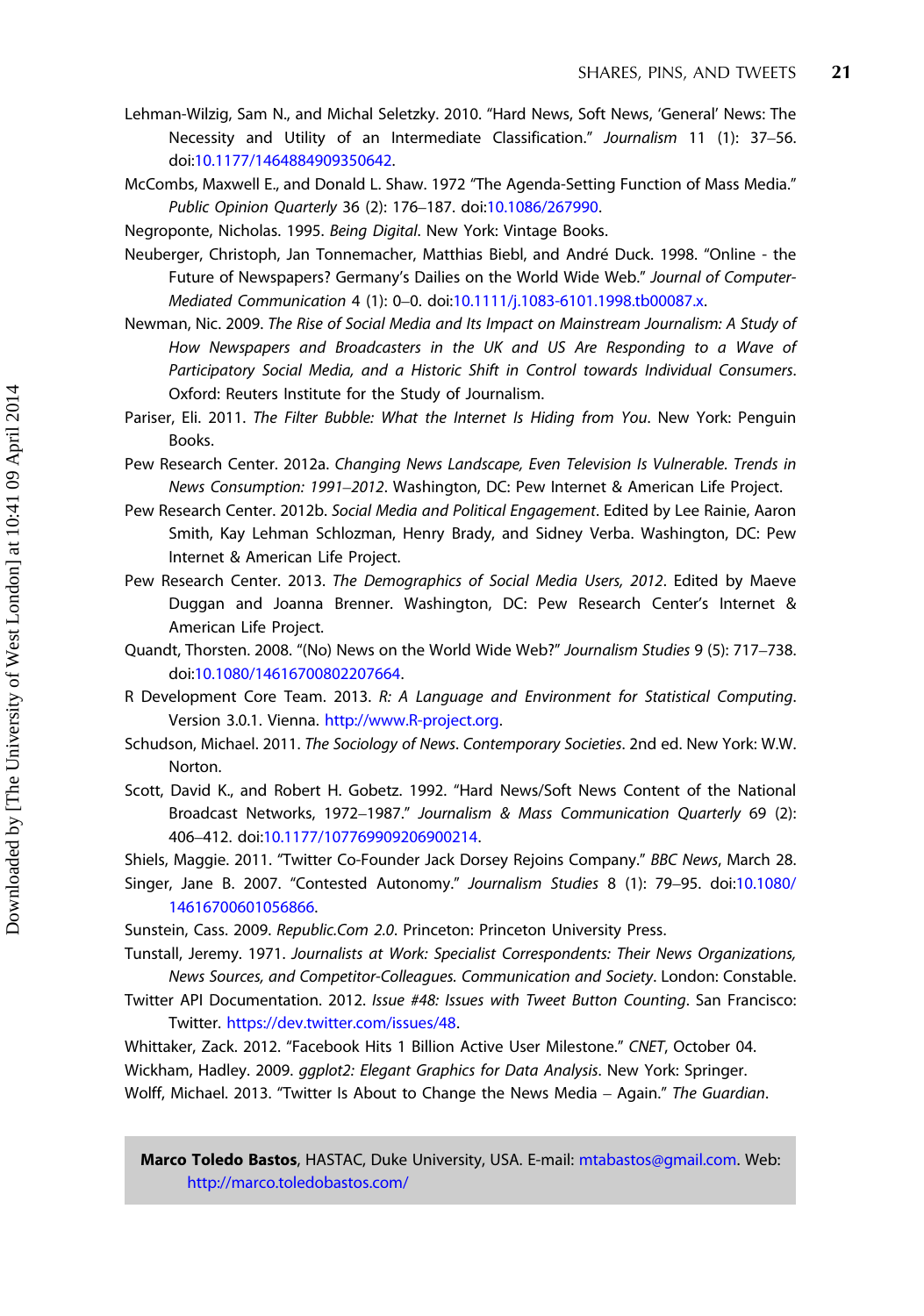Lehman-Wilzig, Sam N., and Michal Seletzky. 2010. “Hard News, Soft News, ‘General’ News: The Necessity and Utility of an Intermediate Classification.” *Journalism* 11 (1): 37–56. doi:10.1177/1464884909350642.

McCombs, Maxwell E., and Donald L. Shaw. 1972 “The Agenda-Setting Function of Mass Media.” *Public Opinion Quarterly* 36 (2): 176–187. doi:10.1086/267990.

Negroponte, Nicholas. 1995. *Being Digital*. New York: Vintage Books.

Neuberger, Christoph, Jan Tonnemacher, Matthias Biebl, and André Duck. 1998. “Online - the Future of Newspapers? Germany’s Dailies on the World Wide Web.” *Journal of Computer-Mediated Communication* 4 (1): 0–0. doi:10.1111/j.1083-6101.1998.tb00087.x.

Newman, Nic. 2009. *The Rise of Social Media and Its Impact on Mainstream Journalism: A Study of How Newspapers and Broadcasters in the UK and US Are Responding to a Wave of Participatory Social Media, and a Historic Shift in Control towards Individual Consumers*. Oxford: Reuters Institute for the Study of Journalism.

Pariser, Eli. 2011. *The Filter Bubble: What the Internet Is Hiding from You*. New York: Penguin Books.

Pew Research Center. 2012a. *Changing News Landscape, Even Television Is Vulnerable. Trends in News Consumption: 1991–2012*. Washington, DC: Pew Internet & American Life Project.

Pew Research Center. 2012b. *Social Media and Political Engagement*. Edited by Lee Rainie, Aaron Smith, Kay Lehman Schlozman, Henry Brady, and Sidney Verba. Washington, DC: Pew Internet & American Life Project.

Pew Research Center. 2013. *The Demographics of Social Media Users, 2012*. Edited by Maeve Duggan and Joanna Brenner. Washington, DC: Pew Research Center’s Internet & American Life Project.

Quandt, Thorsten. 2008. “(No) News on the World Wide Web?” *Journalism Studies* 9 (5): 717–738. doi:10.1080/14616700802207664.

R Development Core Team. 2013. *R: A Language and Environment for Statistical Computing*. Version 3.0.1. Vienna. http://www.R-project.org.

Schudson, Michael. 2011. *The Sociology of News. Contemporary Societies*. 2nd ed. New York: W.W. Norton.

Scott, David K., and Robert H. Gobetz. 1992. “Hard News/Soft News Content of the National Broadcast Networks, 1972–1987.” *Journalism & Mass Communication Quarterly* 69 (2): 406–412. doi:10.1177/107769909206900214.

Shiels, Maggie. 2011. “Twitter Co-Founder Jack Dorsey Rejoins Company.” *BBC News*, March 28.

Singer, Jane B. 2007. “Contested Autonomy.” *Journalism Studies* 8 (1): 79–95. doi:10.1080/14616700601056866.

Sunstein, Cass. 2009. *Republic.Com 2.0*. Princeton: Princeton University Press.

Tunstall, Jeremy. 1971. *Journalists at Work: Specialist Correspondents: Their News Organizations, News Sources, and Competitor-Colleagues. Communication and Society*. London: Constable.

Twitter API Documentation. 2012. *Issue #48: Issues with Tweet Button Counting*. San Francisco: Twitter. https://dev.twitter.com/issues/48.

Whittaker, Zack. 2012. “Facebook Hits 1 Billion Active User Milestone.” *CNET*, October 04.

Wickham, Hadley. 2009. *ggplot2: Elegant Graphics for Data Analysis*. New York: Springer.

Wolff, Michael. 2013. “Twitter Is About to Change the News Media – Again.” *The Guardian*.

**Marco Toledo Bastos**, HASTAC, Duke University, USA. E-mail: mtabastos@gmail.com. Web: http://marco.toledobastos.com/